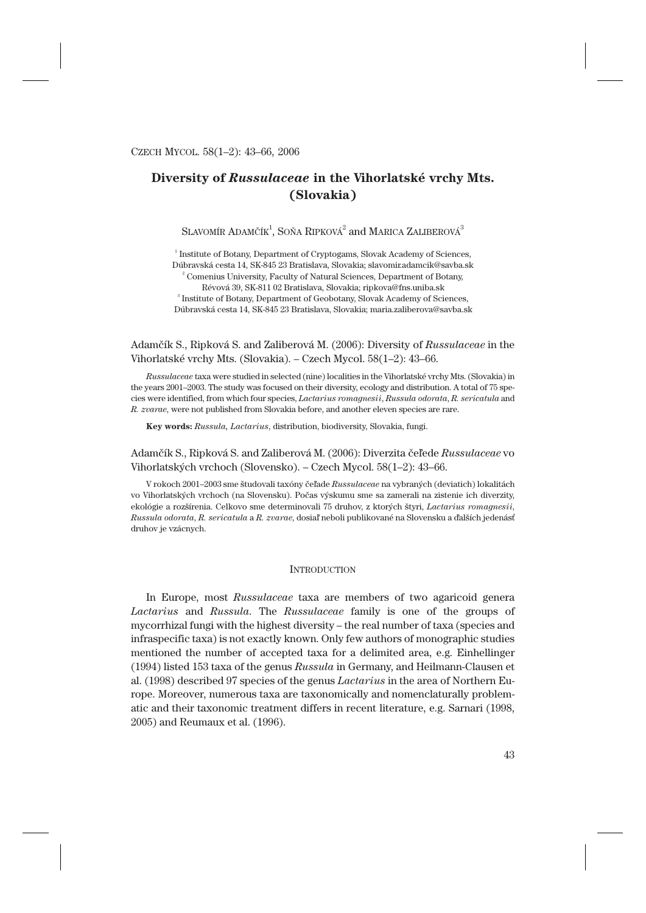# Diversity of *Russulaceae* in the Vihorlatské vrchy Mts. (Slovakia)

Slavomír Adamčík[1], Soňa Ripková[2] and Marica Zaliberová[3]

[1] Institute of Botany, Department of Cryptogams, Slovak Academy of Sciences, Dúbravská cesta 14, SK-845 23 Bratislava, Slovakia; slavomir.adamcik@savba.sk
[2] Comenius University, Faculty of Natural Sciences, Department of Botany, Révová 39, SK-811 02 Bratislava, Slovakia; ripkova@fns.uniba.sk
[3] Institute of Botany, Department of Geobotany, Slovak Academy of Sciences, Dúbravská cesta 14, SK-845 23 Bratislava, Slovakia; maria.zaliberova@savba.sk

Adamčík S., Ripková S. and Zaliberová M. (2006): Diversity of *Russulaceae* in the Vihorlatské vrchy Mts. (Slovakia). – Czech Mycol. 58(1–2): 43–66.

*Russulaceae* taxa were studied in selected (nine) localities in the Vihorlatské vrchy Mts. (Slovakia) in the years 2001–2003. The study was focused on their diversity, ecology and distribution. A total of 75 species were identified, from which four species, *Lactarius romagnesii*, *Russula odorata*, *R. sericatula* and *R. zvarae*, were not published from Slovakia before, and another eleven species are rare.

**Key words:** *Russula*, *Lactarius*, distribution, biodiversity, Slovakia, fungi.

Adamčík S., Ripková S. and Zaliberová M. (2006): Diverzita čeľade *Russulaceae* vo Vihorlatských vrchoch (Slovensko). – Czech Mycol. 58(1–2): 43–66.

V rokoch 2001–2003 sme študovali taxóny čeľade *Russulaceae* na vybraných (deviatich) lokalitách vo Vihorlatských vrchoch (na Slovensku). Počas výskumu sme sa zamerali na zistenie ich diverzity, ekológie a rozšírenia. Celkovo sme determinovali 75 druhov, z ktorých štyri, *Lactarius romagnesii*, *Russula odorata*, *R. sericatula* a *R. zvarae*, dosiaľ neboli publikované na Slovensku a ďalších jedenásť druhov je vzácnych.

## Introduction

In Europe, most *Russulaceae* taxa are members of two agaricoid genera *Lactarius* and *Russula*. The *Russulaceae* family is one of the groups of mycorrhizal fungi with the highest diversity – the real number of taxa (species and infraspecific taxa) is not exactly known. Only few authors of monographic studies mentioned the number of accepted taxa for a delimited area, e.g. Einhellinger (1994) listed 153 taxa of the genus *Russula* in Germany, and Heilmann-Clausen et al. (1998) described 97 species of the genus *Lactarius* in the area of Northern Europe. Moreover, numerous taxa are taxonomically and nomenclaturally problematic and their taxonomic treatment differs in recent literature, e.g. Sarnari (1998, 2005) and Reumaux et al. (1996).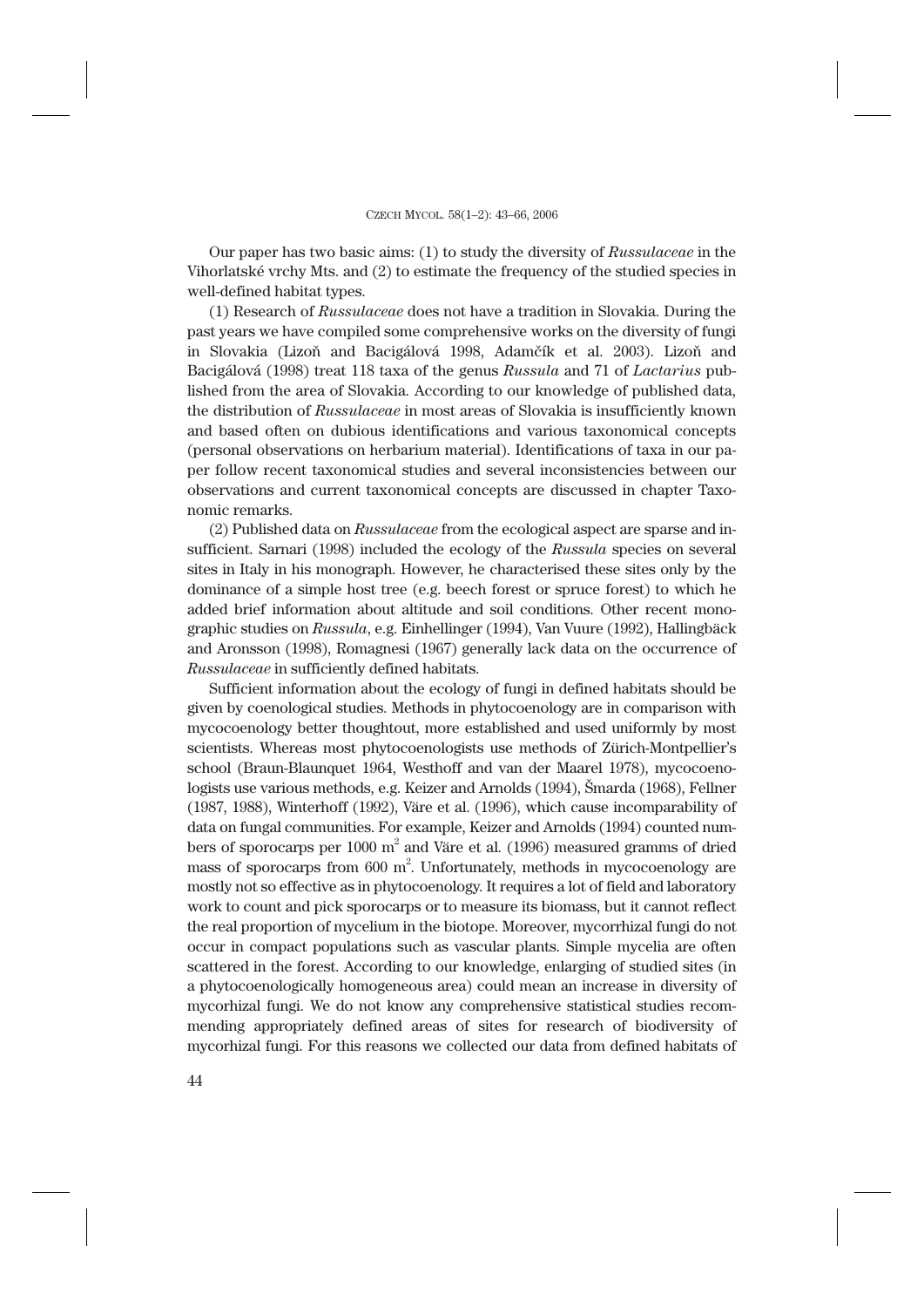Our paper has two basic aims: (1) to study the diversity of *Russulaceae* in the Vihorlatské vrchy Mts. and (2) to estimate the frequency of the studied species in well-defined habitat types.

(1) Research of *Russulaceae* does not have a tradition in Slovakia. During the past years we have compiled some comprehensive works on the diversity of fungi in Slovakia (Lizoň and Bacigálová 1998, Adamčík et al. 2003). Lizoň and Bacigálová (1998) treat 118 taxa of the genus *Russula* and 71 of *Lactarius* published from the area of Slovakia. According to our knowledge of published data, the distribution of *Russulaceae* in most areas of Slovakia is insufficiently known and based often on dubious identifications and various taxonomical concepts (personal observations on herbarium material). Identifications of taxa in our paper follow recent taxonomical studies and several inconsistencies between our observations and current taxonomical concepts are discussed in chapter Taxonomic remarks.

(2) Published data on *Russulaceae* from the ecological aspect are sparse and insufficient. Sarnari (1998) included the ecology of the *Russula* species on several sites in Italy in his monograph. However, he characterised these sites only by the dominance of a simple host tree (e.g. beech forest or spruce forest) to which he added brief information about altitude and soil conditions. Other recent monographic studies on *Russula*, e.g. Einhellinger (1994), Van Vuure (1992), Hallingbäck and Aronsson (1998), Romagnesi (1967) generally lack data on the occurrence of *Russulaceae* in sufficiently defined habitats.

Sufficient information about the ecology of fungi in defined habitats should be given by coenological studies. Methods in phytocoenology are in comparison with mycocoenology better thoughtout, more established and used uniformly by most scientists. Whereas most phytocoenologists use methods of Zürich-Montpellier's school (Braun-Blaunquet 1964, Westhoff and van der Maarel 1978), mycocoenologists use various methods, e.g. Keizer and Arnolds (1994), Šmarda (1968), Fellner (1987, 1988), Winterhoff (1992), Väre et al. (1996), which cause incomparability of data on fungal communities. For example, Keizer and Arnolds (1994) counted numbers of sporocarps per 1000 $m^2$ and Väre et al. (1996) measured gramms of dried mass of sporocarps from 600 $m^2$. Unfortunately, methods in mycocoenology are mostly not so effective as in phytocoenology. It requires a lot of field and laboratory work to count and pick sporocarps or to measure its biomass, but it cannot reflect the real proportion of mycelium in the biotope. Moreover, mycorrhizal fungi do not occur in compact populations such as vascular plants. Simple mycelia are often scattered in the forest. According to our knowledge, enlarging of studied sites (in a phytocoenologically homogeneous area) could mean an increase in diversity of mycorhizal fungi. We do not know any comprehensive statistical studies recommending appropriately defined areas of sites for research of biodiversity of mycorhizal fungi. For this reasons we collected our data from defined habitats of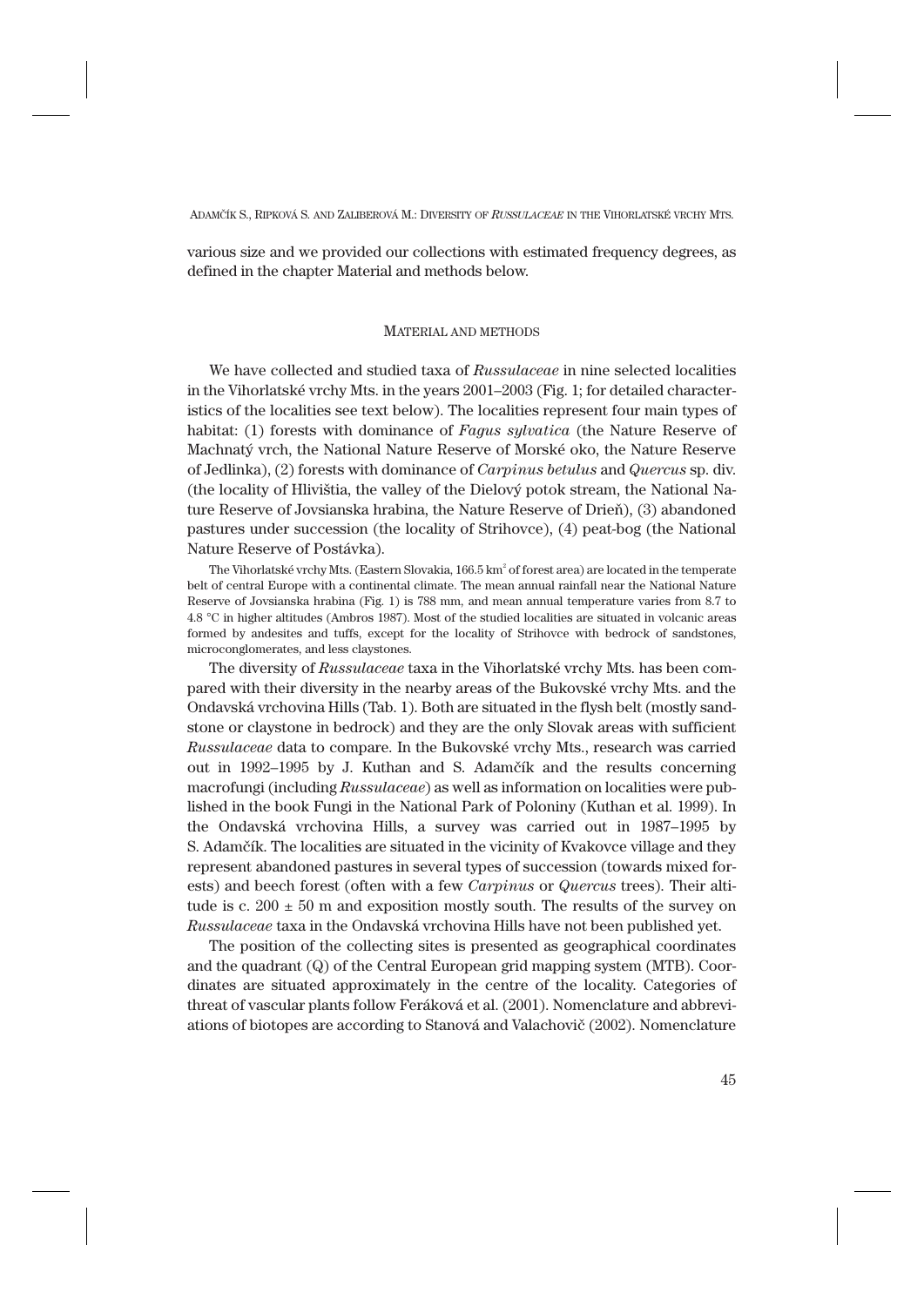various size and we provided our collections with estimated frequency degrees, as defined in the chapter Material and methods below.

## MATERIAL AND METHODS

We have collected and studied taxa of *Russulaceae* in nine selected localities in the Vihorlatské vrchy Mts. in the years 2001–2003 (Fig. 1; for detailed characteristics of the localities see text below). The localities represent four main types of habitat: (1) forests with dominance of *Fagus sylvatica* (the Nature Reserve of Machnatý vrch, the National Nature Reserve of Morské oko, the Nature Reserve of Jedlinka), (2) forests with dominance of *Carpinus betulus* and *Quercus* sp. div. (the locality of Hlivištia, the valley of the Dielový potok stream, the National Nature Reserve of Jovsianska hrabina, the Nature Reserve of Drieň), (3) abandoned pastures under succession (the locality of Strihovce), (4) peat-bog (the National Nature Reserve of Postávka).

The Vihorlatské vrchy Mts. (Eastern Slovakia, 166.5 km$^2$ of forest area) are located in the temperate belt of central Europe with a continental climate. The mean annual rainfall near the National Nature Reserve of Jovsianska hrabina (Fig. 1) is 788 mm, and mean annual temperature varies from 8.7 to 4.8 °C in higher altitudes (Ambros 1987). Most of the studied localities are situated in volcanic areas formed by andesites and tuffs, except for the locality of Strihovce with bedrock of sandstones, microconglomerates, and less claystones.

The diversity of *Russulaceae* taxa in the Vihorlatské vrchy Mts. has been compared with their diversity in the nearby areas of the Bukovské vrchy Mts. and the Ondavská vrchovina Hills (Tab. 1). Both are situated in the flysh belt (mostly sandstone or claystone in bedrock) and they are the only Slovak areas with sufficient *Russulaceae* data to compare. In the Bukovské vrchy Mts., research was carried out in 1992–1995 by J. Kuthan and S. Adamčík and the results concerning macrofungi (including *Russulaceae*) as well as information on localities were published in the book Fungi in the National Park of Poloniny (Kuthan et al. 1999). In the Ondavská vrchovina Hills, a survey was carried out in 1987–1995 by S. Adamčík. The localities are situated in the vicinity of Kvakovce village and they represent abandoned pastures in several types of succession (towards mixed forests) and beech forest (often with a few *Carpinus* or *Quercus* trees). Their altitude is c. 200 ± 50 m and exposition mostly south. The results of the survey on *Russulaceae* taxa in the Ondavská vrchovina Hills have not been published yet.

The position of the collecting sites is presented as geographical coordinates and the quadrant (Q) of the Central European grid mapping system (MTB). Coordinates are situated approximately in the centre of the locality. Categories of threat of vascular plants follow Feráková et al. (2001). Nomenclature and abbreviations of biotopes are according to Stanová and Valachovič (2002). Nomenclature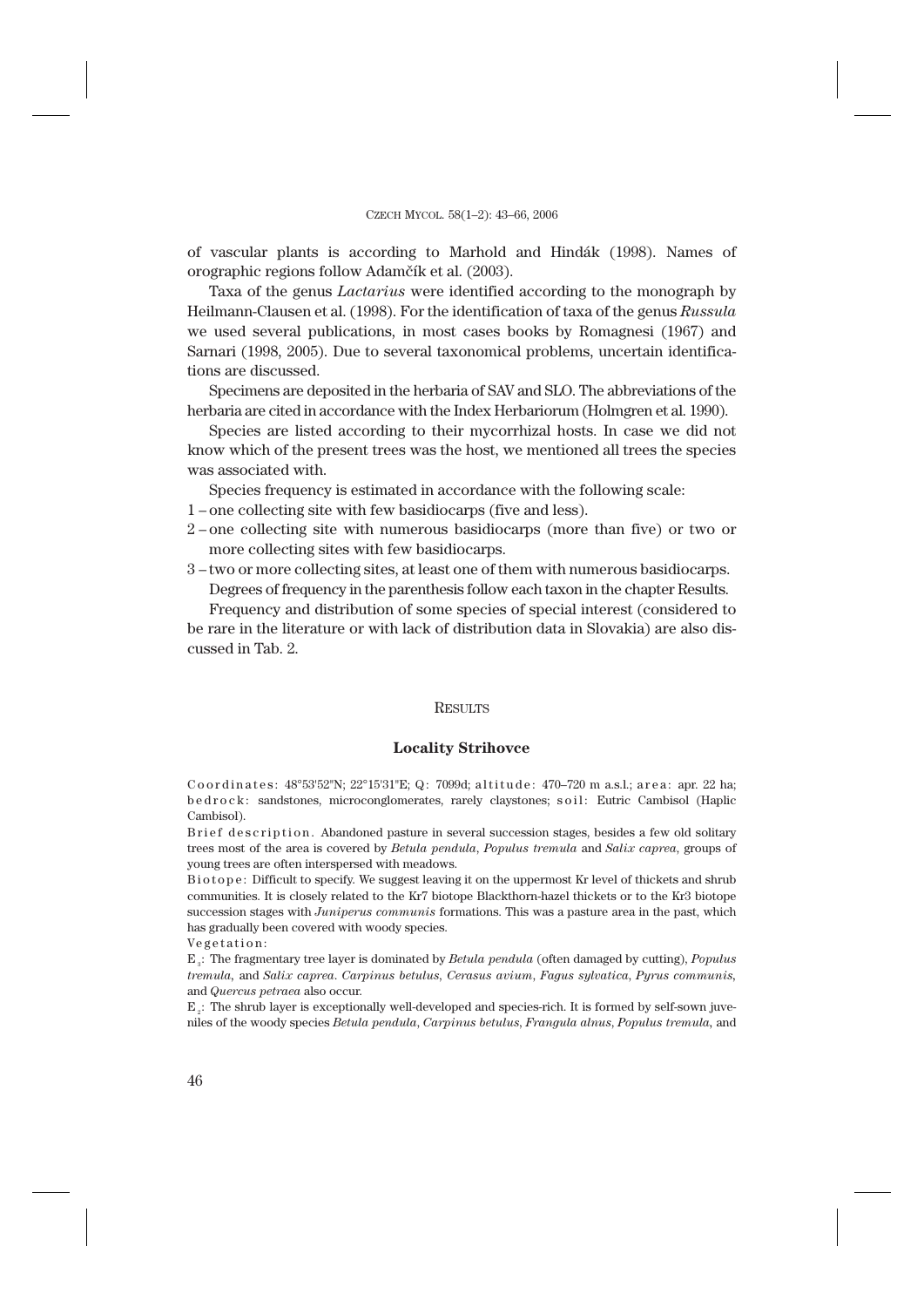of vascular plants is according to Marhold and Hindák (1998). Names of orographic regions follow Adamčík et al. (2003).

Taxa of the genus *Lactarius* were identified according to the monograph by Heilmann-Clausen et al. (1998). For the identification of taxa of the genus *Russula* we used several publications, in most cases books by Romagnesi (1967) and Sarnari (1998, 2005). Due to several taxonomical problems, uncertain identifications are discussed.

Specimens are deposited in the herbaria of SAV and SLO. The abbreviations of the herbaria are cited in accordance with the Index Herbariorum (Holmgren et al. 1990).

Species are listed according to their mycorrhizal hosts. In case we did not know which of the present trees was the host, we mentioned all trees the species was associated with.

Species frequency is estimated in accordance with the following scale:

1 – one collecting site with few basidiocarps (five and less).

2 – one collecting site with numerous basidiocarps (more than five) or two or more collecting sites with few basidiocarps.

3 – two or more collecting sites, at least one of them with numerous basidiocarps.

Degrees of frequency in the parenthesis follow each taxon in the chapter Results.

Frequency and distribution of some species of special interest (considered to be rare in the literature or with lack of distribution data in Slovakia) are also discussed in Tab. 2.

## RESULTS

### Locality Strihovce

Coordinates: 48°53'52"N; 22°15'31"E; Q: 7099d; altitude: 470–720 m a.s.l.; area: apr. 22 ha; bedrock: sandstones, microconglomerates, rarely claystones; soil: Eutric Cambisol (Haplic Cambisol).

Brief description. Abandoned pasture in several succession stages, besides a few old solitary trees most of the area is covered by *Betula pendula*, *Populus tremula* and *Salix caprea*, groups of young trees are often interspersed with meadows.

Biotope: Difficult to specify. We suggest leaving it on the uppermost Kr level of thickets and shrub communities. It is closely related to the Kr7 biotope Blackthorn-hazel thickets or to the Kr3 biotope succession stages with *Juniperus communis* formations. This was a pasture area in the past, which has gradually been covered with woody species.

Vegetation:

$E_3$: The fragmentary tree layer is dominated by *Betula pendula* (often damaged by cutting), *Populus tremula*, and *Salix caprea*. *Carpinus betulus*, *Cerasus avium*, *Fagus sylvatica*, *Pyrus communis*, and *Quercus petraea* also occur.

$E_2$: The shrub layer is exceptionally well-developed and species-rich. It is formed by self-sown juveniles of the woody species *Betula pendula*, *Carpinus betulus*, *Frangula alnus*, *Populus tremula*, and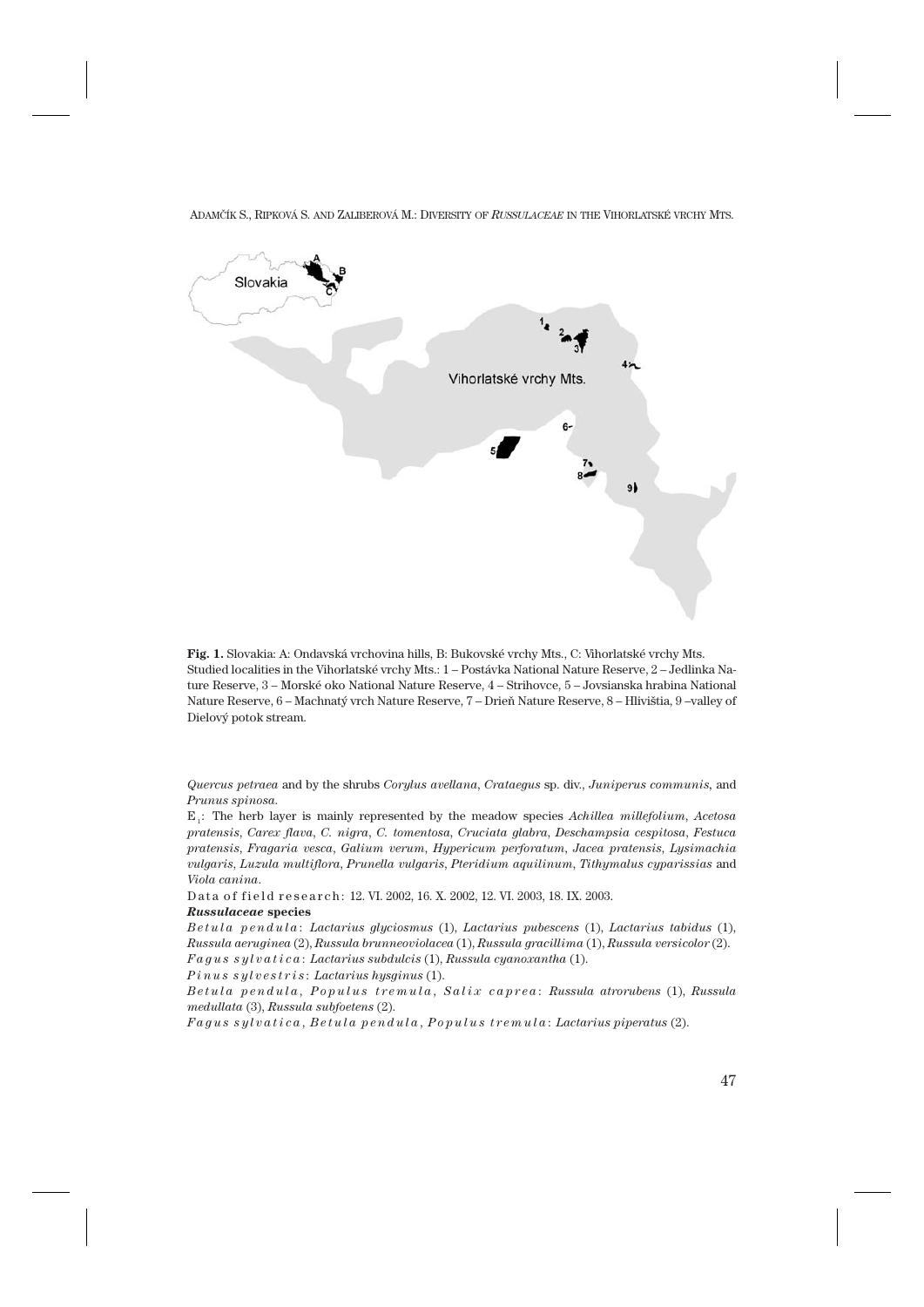**Fig. 1.** Slovakia: A: Ondavská vrchovina hills, B: Bukovské vrchy Mts., C: Vihorlatské vrchy Mts. Studied localities in the Vihorlatské vrchy Mts.: 1 – Postávka National Nature Reserve, 2 – Jedlinka Nature Reserve, 3 – Morské oko National Nature Reserve, 4 – Strihovce, 5 – Jovsianska hrabina National Nature Reserve, 6 – Machnatý vrch Nature Reserve, 7 – Drieň Nature Reserve, 8 – Hlivištia, 9 –valley of Dielový potok stream.

*Quercus petraea* and by the shrubs *Corylus avellana*, *Crataegus* sp. div., *Juniperus communis*, and *Prunus spinosa*.

$E_1$: The herb layer is mainly represented by the meadow species *Achillea millefolium*, *Acetosa pratensis*, *Carex flava*, *C. nigra*, *C. tomentosa*, *Cruciata glabra*, *Deschampsia cespitosa*, *Festuca pratensis*, *Fragaria vesca*, *Galium verum*, *Hypericum perforatum*, *Jacea pratensis*, *Lysimachia vulgaris*, *Luzula multiflora*, *Prunella vulgaris*, *Pteridium aquilinum*, *Tithymalus cyparissias* and *Viola canina*.

Data of field research: 12. VI. 2002, 16. X. 2002, 12. VI. 2003, 18. IX. 2003.

***Russulaceae* species**

*Betula pendula*: *Lactarius glyciosmus* (1), *Lactarius pubescens* (1), *Lactarius tabidus* (1), *Russula aeruginea* (2), *Russula brunneoviolacea* (1), *Russula gracillima* (1), *Russula versicolor* (2).

*Fagus sylvatica*: *Lactarius subdulcis* (1), *Russula cyanoxantha* (1).

*Pinus sylvestris*: *Lactarius hysginus* (1).

*Betula pendula*, *Populus tremula*, *Salix caprea*: *Russula atrorubens* (1), *Russula medullata* (3), *Russula subfoetens* (2).

*Fagus sylvatica*, *Betula pendula*, *Populus tremula*: *Lactarius piperatus* (2).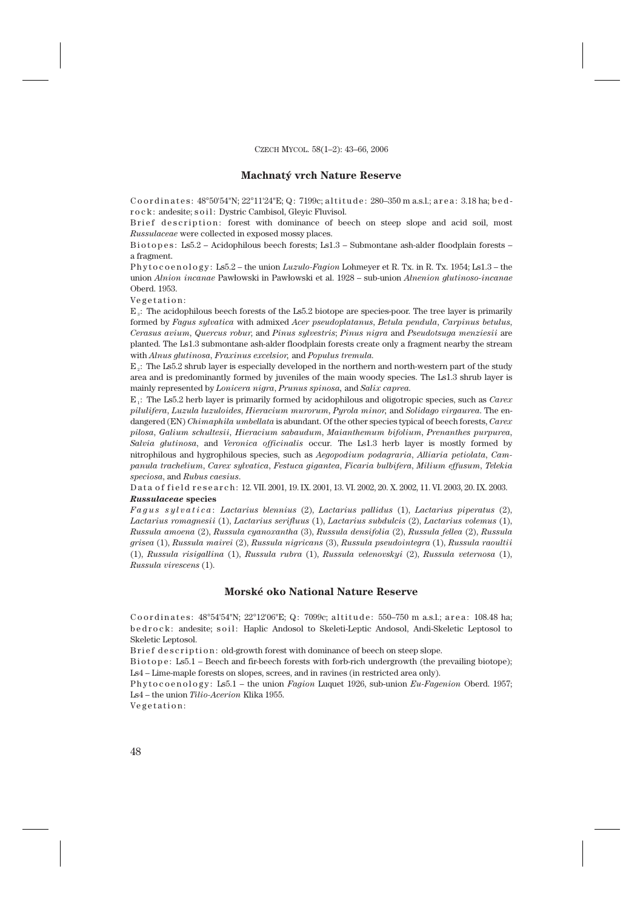## Machnatý vrch Nature Reserve

Coordinates: 48°50'54"N; 22°11'24"E; Q: 7199c; altitude: 280–350 m a.s.l.; area: 3.18 ha; bedrock: andesite; soil: Dystric Cambisol, Gleyic Fluvisol.

Brief description: forest with dominance of beech on steep slope and acid soil, most *Russulaceae* were collected in exposed mossy places.

Biotopes: Ls5.2 – Acidophilous beech forests; Ls1.3 – Submontane ash-alder floodplain forests – a fragment.

Phytocoenology: Ls5.2 – the union *Luzulo-Fagion* Lohmeyer et R. Tx. in R. Tx. 1954; Ls1.3 – the union *Alnion incanae* Pawłowski in Pawłowski et al. 1928 – sub-union *Alnenion glutinoso-incanae* Oberd. 1953.

Vegetation:

$E_3$: The acidophilous beech forests of the Ls5.2 biotope are species-poor. The tree layer is primarily formed by *Fagus sylvatica* with admixed *Acer pseudoplatanus*, *Betula pendula*, *Carpinus betulus*, *Cerasus avium*, *Quercus robur*, and *Pinus sylvestris*; *Pinus nigra* and *Pseudotsuga menziesii* are planted. The Ls1.3 submontane ash-alder floodplain forests create only a fragment nearby the stream with *Alnus glutinosa*, *Fraxinus excelsior*, and *Populus tremula*.

$E_2$: The Ls5.2 shrub layer is especially developed in the northern and north-western part of the study area and is predominantly formed by juveniles of the main woody species. The Ls1.3 shrub layer is mainly represented by *Lonicera nigra*, *Prunus spinosa*, and *Salix caprea*.

$E_1$: The Ls5.2 herb layer is primarily formed by acidophilous and oligotropic species, such as *Carex pilulifera*, *Luzula luzuloides*, *Hieracium murorum*, *Pyrola minor*, and *Solidago virgaurea*. The endangered (EN) *Chimaphila umbellata* is abundant. Of the other species typical of beech forests, *Carex pilosa*, *Galium schultesii*, *Hieracium sabaudum*, *Maianthemum bifolium*, *Prenanthes purpurea*, *Salvia glutinosa*, and *Veronica officinalis* occur. The Ls1.3 herb layer is mostly formed by nitrophilous and hygrophilous species, such as *Aegopodium podagraria*, *Alliaria petiolata*, *Campanula trachelium*, *Carex sylvatica*, *Festuca gigantea*, *Ficaria bulbifera*, *Milium effusum*, *Telekia speciosa*, and *Rubus caesius*.

Data of field research: 12. VII. 2001, 19. IX. 2001, 13. VI. 2002, 20. X. 2002, 11. VI. 2003, 20. IX. 2003.

***Russulaceae* species**

*Fagus sylvatica*: *Lactarius blennius* (2), *Lactarius pallidus* (1), *Lactarius piperatus* (2), *Lactarius romagnesii* (1), *Lactarius serifluus* (1), *Lactarius subdulcis* (2), *Lactarius volemus* (1), *Russula amoena* (2), *Russula cyanoxantha* (3), *Russula densifolia* (2), *Russula fellea* (2), *Russula grisea* (1), *Russula mairei* (2), *Russula nigricans* (3), *Russula pseudointegra* (1), *Russula raoultii* (1), *Russula risigallina* (1), *Russula rubra* (1), *Russula velenovskyi* (2), *Russula veternosa* (1), *Russula virescens* (1).

## Morské oko National Nature Reserve

Coordinates: 48°54'54"N; 22°12'06"E; Q: 7099c; altitude: 550–750 m a.s.l.; area: 108.48 ha; bedrock: andesite; soil: Haplic Andosol to Skeleti-Leptic Andosol, Andi-Skeletic Leptosol to Skeletic Leptosol.

Brief description: old-growth forest with dominance of beech on steep slope.

Biotope: Ls5.1 – Beech and fir-beech forests with forb-rich undergrowth (the prevailing biotope); Ls4 – Lime-maple forests on slopes, screes, and in ravines (in restricted area only).

Phytocoenology: Ls5.1 – the union *Fagion* Luquet 1926, sub-union *Eu-Fagenion* Oberd. 1957; Ls4 – the union *Tilio-Acerion* Klika 1955.

Vegetation: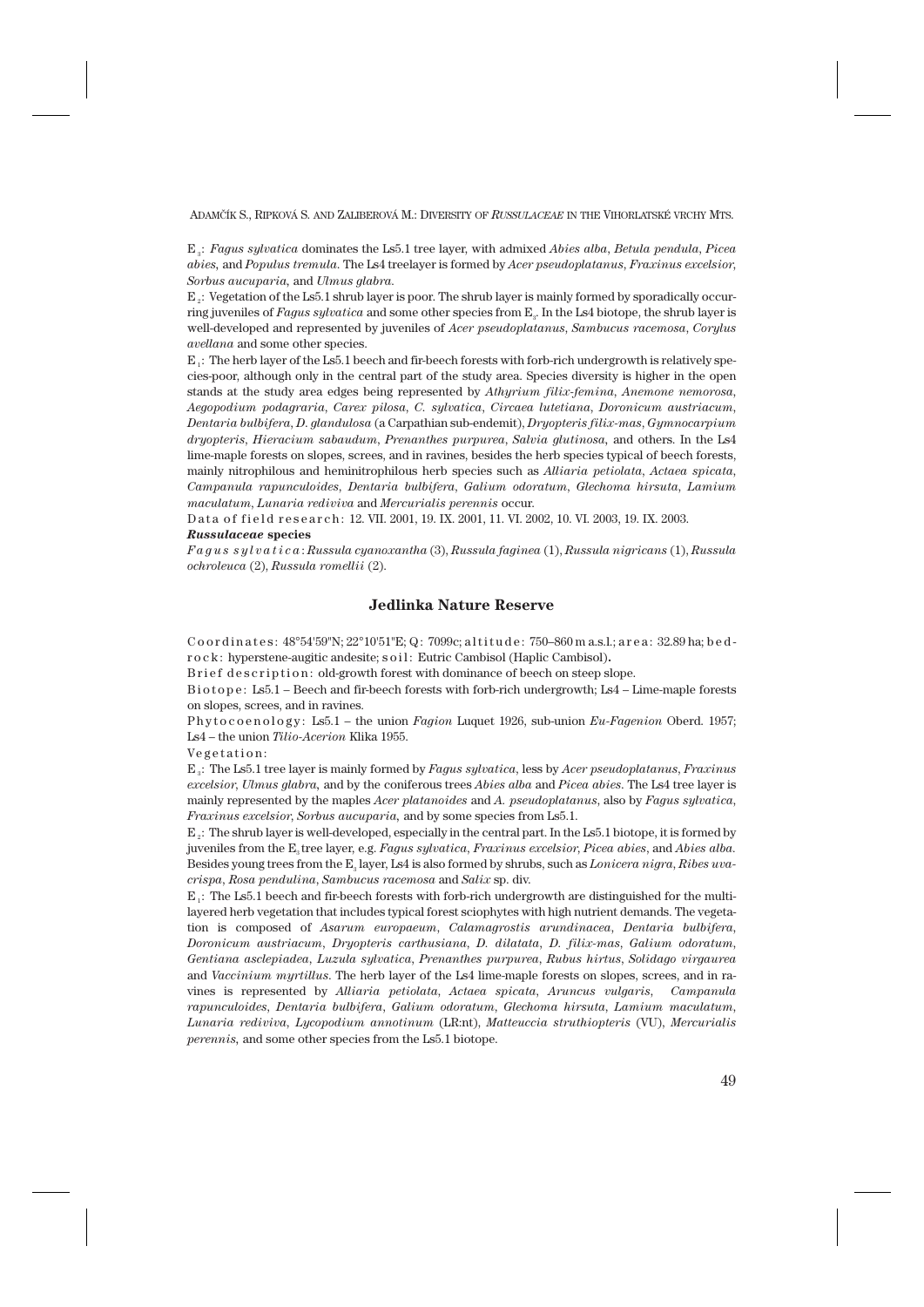$E_3$: *Fagus sylvatica* dominates the Ls5.1 tree layer, with admixed *Abies alba*, *Betula pendula*, *Picea abies*, and *Populus tremula*. The Ls4 treelayer is formed by *Acer pseudoplatanus*, *Fraxinus excelsior*, *Sorbus aucuparia*, and *Ulmus glabra*.

$E_2$: Vegetation of the Ls5.1 shrub layer is poor. The shrub layer is mainly formed by sporadically occurring juveniles of *Fagus sylvatica* and some other species from $E_3$. In the Ls4 biotope, the shrub layer is well-developed and represented by juveniles of *Acer pseudoplatanus*, *Sambucus racemosa*, *Corylus avellana* and some other species.

$E_1$: The herb layer of the Ls5.1 beech and fir-beech forests with forb-rich undergrowth is relatively species-poor, although only in the central part of the study area. Species diversity is higher in the open stands at the study area edges being represented by *Athyrium filix-femina*, *Anemone nemorosa*, *Aegopodium podagraria*, *Carex pilosa*, *C. sylvatica*, *Circaea lutetiana*, *Doronicum austriacum*, *Dentaria bulbifera*, *D. glandulosa* (a Carpathian sub-endemit), *Dryopteris filix-mas*, *Gymnocarpium dryopteris*, *Hieracium sabaudum*, *Prenanthes purpurea*, *Salvia glutinosa*, and others. In the Ls4 lime-maple forests on slopes, screes, and in ravines, besides the herb species typical of beech forests, mainly nitrophilous and heminitrophilous herb species such as *Alliaria petiolata*, *Actaea spicata*, *Campanula rapunculoides*, *Dentaria bulbifera*, *Galium odoratum*, *Glechoma hirsuta*, *Lamium maculatum*, *Lunaria rediviva* and *Mercurialis perennis* occur.

Data of field research: 12. VII. 2001, 19. IX. 2001, 11. VI. 2002, 10. VI. 2003, 19. IX. 2003.

***Russulaceae* species**

*Fagus sylvatica*: *Russula cyanoxantha* (3), *Russula faginea* (1), *Russula nigricans* (1), *Russula ochroleuca* (2), *Russula romellii* (2).

## Jedlinka Nature Reserve

Coordinates: 48°54'59''N; 22°10'51''E; Q: 7099c; altitude: 750–860 m a.s.l.; area: 32.89 ha; bedrock: hyperstene-augitic andesite; soil: Eutric Cambisol (Haplic Cambisol).

Brief description: old-growth forest with dominance of beech on steep slope.

Biotope: Ls5.1 – Beech and fir-beech forests with forb-rich undergrowth; Ls4 – Lime-maple forests on slopes, screes, and in ravines.

Phytocoenology: Ls5.1 – the union *Fagion* Luquet 1926, sub-union *Eu-Fagenion* Oberd. 1957; Ls4 – the union *Tilio-Acerion* Klika 1955.

Vegetation:

$E_3$: The Ls5.1 tree layer is mainly formed by *Fagus sylvatica*, less by *Acer pseudoplatanus*, *Fraxinus excelsior*, *Ulmus glabra*, and by the coniferous trees *Abies alba* and *Picea abies*. The Ls4 tree layer is mainly represented by the maples *Acer platanoides* and *A. pseudoplatanus*, also by *Fagus sylvatica*, *Fraxinus excelsior*, *Sorbus aucuparia*, and by some species from Ls5.1.

$E_2$: The shrub layer is well-developed, especially in the central part. In the Ls5.1 biotope, it is formed by juveniles from the $E_3$ tree layer, e.g. *Fagus sylvatica*, *Fraxinus excelsior*, *Picea abies*, and *Abies alba*. Besides young trees from the $E_3$ layer, Ls4 is also formed by shrubs, such as *Lonicera nigra*, *Ribes uva-crispa*, *Rosa pendulina*, *Sambucus racemosa* and *Salix* sp. div.

$E_1$: The Ls5.1 beech and fir-beech forests with forb-rich undergrowth are distinguished for the multi-layered herb vegetation that includes typical forest sciophytes with high nutrient demands. The vegetation is composed of *Asarum europaeum*, *Calamagrostis arundinacea*, *Dentaria bulbifera*, *Doronicum austriacum*, *Dryopteris carthusiana*, *D. dilatata*, *D. filix-mas*, *Galium odoratum*, *Gentiana asclepiadea*, *Luzula sylvatica*, *Prenanthes purpurea*, *Rubus hirtus*, *Solidago virgaurea* and *Vaccinium myrtillus*. The herb layer of the Ls4 lime-maple forests on slopes, screes, and in ravines is represented by *Alliaria petiolata*, *Actaea spicata*, *Aruncus vulgaris*, *Campanula rapunculoides*, *Dentaria bulbifera*, *Galium odoratum*, *Glechoma hirsuta*, *Lamium maculatum*, *Lunaria rediviva*, *Lycopodium annotinum* (LR:nt), *Matteuccia struthiopteris* (VU), *Mercurialis perennis*, and some other species from the Ls5.1 biotope.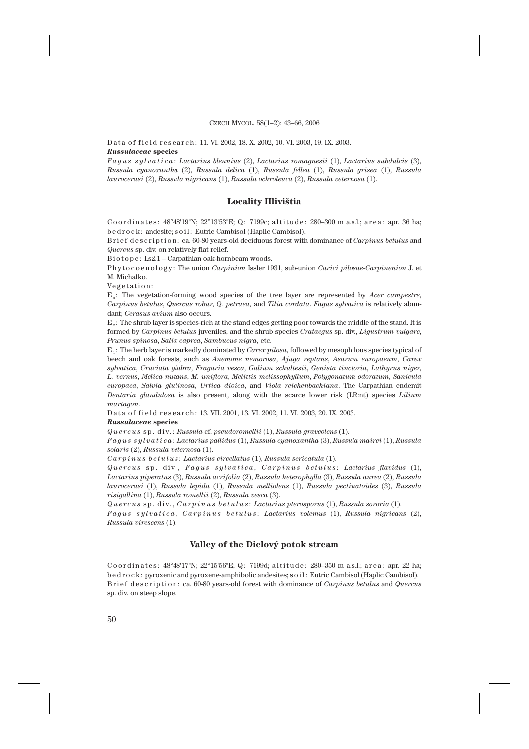Data of field research: 11. VI. 2002, 18. X. 2002, 10. VI. 2003, 19. IX. 2003.

***Russulaceae* species**

*Fagus sylvatica*: *Lactarius blennius* (2), *Lactarius romagnesii* (1), *Lactarius subdulcis* (3), *Russula cyanoxantha* (2), *Russula delica* (1), *Russula fellea* (1), *Russula grisea* (1), *Russula laurocerasi* (2), *Russula nigricans* (1), *Russula ochroleuca* (2), *Russula veternosa* (1).

## Locality Hlivištia

Coordinates: 48°48'19"N; 22°13'53"E; Q: 7199c; altitude: 280–300 m a.s.l.; area: apr. 36 ha; bedrock: andesite; soil: Eutric Cambisol (Haplic Cambisol).

Brief description: ca. 60-80 years-old deciduous forest with dominance of *Carpinus betulus* and *Quercus* sp. div. on relatively flat relief.

Biotope: Ls2.1 – Carpathian oak-hornbeam woods.

Phytocoenology: The union *Carpinion* Issler 1931, sub-union *Carici pilosae-Carpinenion* J. et M. Michalko.

Vegetation:

$E_3$: The vegetation-forming wood species of the tree layer are represented by *Acer campestre*, *Carpinus betulus*, *Quercus robur*, *Q. petraea*, and *Tilia cordata*. *Fagus sylvatica* is relatively abundant; *Cerasus avium* also occurs.

$E_2$: The shrub layer is species-rich at the stand edges getting poor towards the middle of the stand. It is formed by *Carpinus betulus* juveniles, and the shrub species *Crataegus* sp. div., *Ligustrum vulgare*, *Prunus spinosa*, *Salix caprea*, *Sambucus nigra*, etc.

$E_1$: The herb layer is markedly dominated by *Carex pilosa*, followed by mesophilous species typical of beech and oak forests, such as *Anemone nemorosa*, *Ajuga reptans*, *Asarum europaeum*, *Carex sylvatica*, *Cruciata glabra*, *Fragaria vesca*, *Galium schultesii*, *Genista tinctoria*, *Lathyrus niger*, *L. vernus*, *Melica nutans*, *M. uniflora*, *Melittis melissophyllum*, *Polygonatum odoratum*, *Sanicula europaea*, *Salvia glutinosa*, *Urtica dioica*, and *Viola reichenbachiana*. The Carpathian endemit *Dentaria glandulosa* is also present, along with the scarce lower risk (LR:nt) species *Lilium martagon*.

Data of field research: 13. VII. 2001, 13. VI. 2002, 11. VI. 2003, 20. IX. 2003.

***Russulaceae* species**

*Quercus* sp. div.: *Russula* cf. *pseudoromellii* (1), *Russula graveolens* (1).

*Fagus sylvatica*: *Lactarius pallidus* (1), *Russula cyanoxantha* (3), *Russula mairei* (1), *Russula solaris* (2), *Russula veternosa* (1).

*Carpinus betulus*: *Lactarius circellatus* (1), *Russula sericatula* (1).

*Quercus* sp. div., *Fagus sylvatica*, *Carpinus betulus*: *Lactarius flavidus* (1), *Lactarius piperatus* (3), *Russula acrifolia* (2), *Russula heterophylla* (3), *Russula aurea* (2), *Russula laurocerasi* (1), *Russula lepida* (1), *Russula melliolens* (1), *Russula pectinatoides* (3), *Russula risigallina* (1), *Russula romellii* (2), *Russula vesca* (3).

*Quercus* sp. div., *Carpinus betulus*: *Lactarius pterosporus* (1), *Russula sororia* (1).

*Fagus sylvatica*, *Carpinus betulus*: *Lactarius volemus* (1), *Russula nigricans* (2), *Russula virescens* (1).

## Valley of the Dielový potok stream

Coordinates: 48°48'17"N; 22°15'56"E; Q: 7199d; altitude: 280–350 m a.s.l.; area: apr. 22 ha; bedrock: pyroxenic and pyroxene-amphibolic andesites; soil: Eutric Cambisol (Haplic Cambisol).

Brief description: ca. 60-80 years-old forest with dominance of *Carpinus betulus* and *Quercus* sp. div. on steep slope.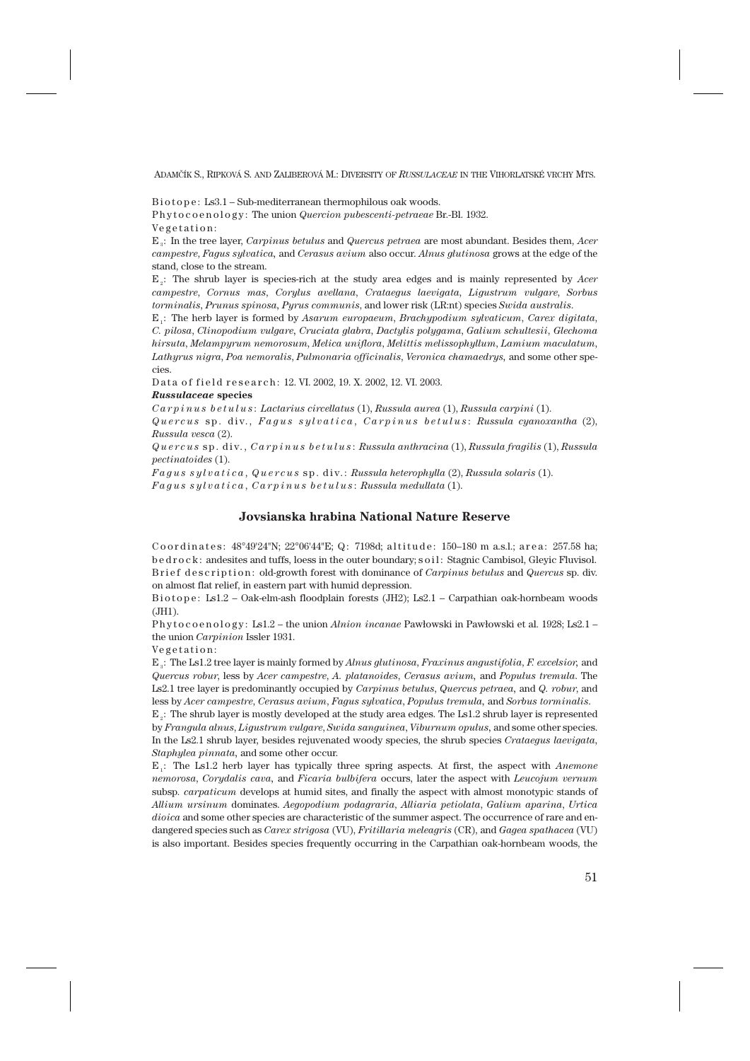Biotope: Ls3.1 – Sub-mediterranean thermophilous oak woods.

Phytocoenology: The union *Quercion pubescenti-petraeae* Br.-Bl. 1932.

Vegetation:

$E_3$: In the tree layer, *Carpinus betulus* and *Quercus petraea* are most abundant. Besides them, *Acer campestre*, *Fagus sylvatica*, and *Cerasus avium* also occur. *Alnus glutinosa* grows at the edge of the stand, close to the stream.

$E_2$: The shrub layer is species-rich at the study area edges and is mainly represented by *Acer campestre*, *Cornus mas*, *Corylus avellana*, *Crataegus laevigata*, *Ligustrum vulgare*, *Sorbus torminalis*, *Prunus spinosa*, *Pyrus communis*, and lower risk (LR:nt) species *Swida australis*.

$E_1$: The herb layer is formed by *Asarum europaeum*, *Brachypodium sylvaticum*, *Carex digitata*, *C. pilosa*, *Clinopodium vulgare*, *Cruciata glabra*, *Dactylis polygama*, *Galium schultesii*, *Glechoma hirsuta*, *Melampyrum nemorosum*, *Melica uniflora*, *Melittis melissophyllum*, *Lamium maculatum*, *Lathyrus nigra*, *Poa nemoralis*, *Pulmonaria officinalis*, *Veronica chamaedrys*, and some other species.

Data of field research: 12. VI. 2002, 19. X. 2002, 12. VI. 2003.

***Russulaceae* species**

*Carpinus betulus*: *Lactarius circellatus* (1), *Russula aurea* (1), *Russula carpini* (1).

*Quercus* sp. div., *Fagus sylvatica*, *Carpinus betulus*: *Russula cyanoxantha* (2), *Russula vesca* (2).

*Quercus* sp. div., *Carpinus betulus*: *Russula anthracina* (1), *Russula fragilis* (1), *Russula pectinatoides* (1).

*Fagus sylvatica*, *Quercus* sp. div.: *Russula heterophylla* (2), *Russula solaris* (1).

*Fagus sylvatica*, *Carpinus betulus*: *Russula medullata* (1).

## Jovsianska hrabina National Nature Reserve

Coordinates: 48°49'24"N; 22°06'44"E; Q: 7198d; altitude: 150–180 m a.s.l.; area: 257.58 ha; bedrock: andesites and tuffs, loess in the outer boundary; soil: Stagnic Cambisol, Gleyic Fluvisol.

Brief description: old-growth forest with dominance of *Carpinus betulus* and *Quercus* sp. div. on almost flat relief, in eastern part with humid depression.

Biotope: Ls1.2 – Oak-elm-ash floodplain forests (JH2); Ls2.1 – Carpathian oak-hornbeam woods (JH1).

Phytocoenology: Ls1.2 – the union *Alnion incanae* Pawłowski in Pawłowski et al. 1928; Ls2.1 – the union *Carpinion* Issler 1931.

Vegetation:

$E_3$: The Ls1.2 tree layer is mainly formed by *Alnus glutinosa*, *Fraxinus angustifolia*, *F. excelsior*, and *Quercus robur*, less by *Acer campestre*, *A. platanoides*, *Cerasus avium*, and *Populus tremula*. The Ls2.1 tree layer is predominantly occupied by *Carpinus betulus*, *Quercus petraea*, and *Q. robur*, and less by *Acer campestre*, *Cerasus avium*, *Fagus sylvatica*, *Populus tremula*, and *Sorbus torminalis*.

$E_2$: The shrub layer is mostly developed at the study area edges. The Ls1.2 shrub layer is represented by *Frangula alnus*, *Ligustrum vulgare*, *Swida sanguinea*, *Viburnum opulus*, and some other species. In the Ls2.1 shrub layer, besides rejuvenated woody species, the shrub species *Crataegus laevigata*, *Staphylea pinnata*, and some other occur.

$E_1$: The Ls1.2 herb layer has typically three spring aspects. At first, the aspect with *Anemone nemorosa*, *Corydalis cava*, and *Ficaria bulbifera* occurs, later the aspect with *Leucojum vernum* subsp. *carpaticum* develops at humid sites, and finally the aspect with almost monotypic stands of *Allium ursinum* dominates. *Aegopodium podagraria*, *Alliaria petiolata*, *Galium aparina*, *Urtica dioica* and some other species are characteristic of the summer aspect. The occurrence of rare and endangered species such as *Carex strigosa* (VU), *Fritillaria meleagris* (CR), and *Gagea spathacea* (VU) is also important. Besides species frequently occurring in the Carpathian oak-hornbeam woods, the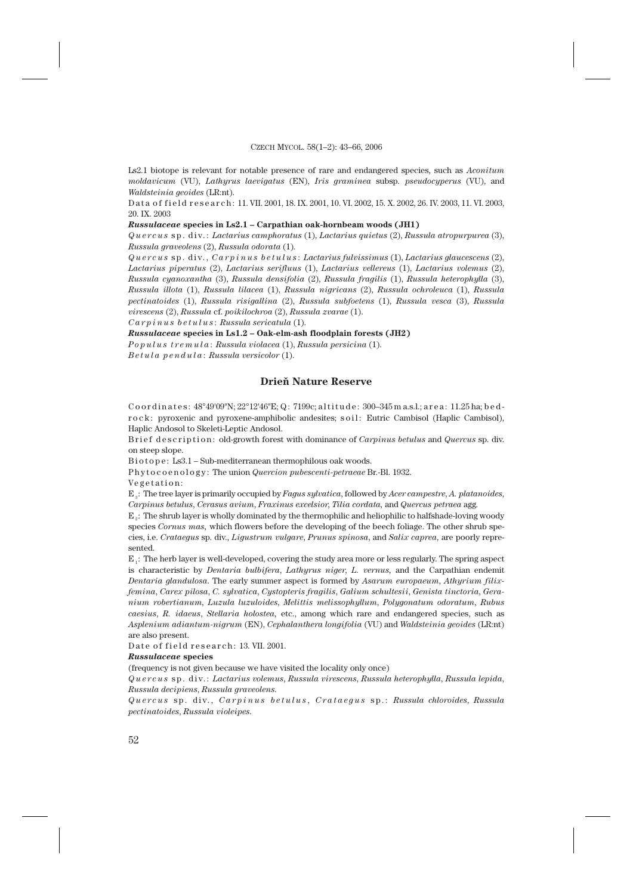Ls2.1 biotope is relevant for notable presence of rare and endangered species, such as *Aconitum moldavicum* (VU), *Lathyrus laevigatus* (EN), *Iris graminea* subsp. *pseudocyperus* (VU), and *Waldsteinia geoides* (LR:nt).

Data of field research: 11. VII. 2001, 18. IX. 2001, 10. VI. 2002, 15. X. 2002, 26. IV. 2003, 11. VI. 2003, 20. IX. 2003

***Russulaceae* species in Ls2.1 – Carpathian oak-hornbeam woods (JH1)**

*Quercus* sp. div.: *Lactarius camphoratus* (1), *Lactarius quietus* (2), *Russula atropurpurea* (3), *Russula graveolens* (2), *Russula odorata* (1).

*Quercus* sp. div., *Carpinus betulus*: *Lactarius fulvissimus* (1), *Lactarius glaucescens* (2), *Lactarius piperatus* (2), *Lactarius serifluus* (1), *Lactarius vellereus* (1), *Lactarius volemus* (2), *Russula cyanoxantha* (3), *Russula densifolia* (2), *Russula fragilis* (1), *Russula heterophylla* (3), *Russula illota* (1), *Russula lilacea* (1), *Russula nigricans* (2), *Russula ochroleuca* (1), *Russula pectinatoides* (1), *Russula risigallina* (2), *Russula subfoetens* (1), *Russula vesca* (3), *Russula virescens* (2), *Russula* cf. *poikilochroa* (2), *Russula zvarae* (1).

*Carpinus betulus*: *Russula sericatula* (1).

***Russulaceae* species in Ls1.2 – Oak-elm-ash floodplain forests (JH2)**

*Populus tremula*: *Russula violacea* (1), *Russula persicina* (1).

*Betula pendula*: *Russula versicolor* (1).

## Drieň Nature Reserve

Coordinates: 48°49'09"N; 22°12'46"E; Q: 7199c; altitude: 300–345 m a.s.l.; area: 11.25 ha; bedrock: pyroxenic and pyroxene-amphibolic andesites; soil: Eutric Cambisol (Haplic Cambisol), Haplic Andosol to Skeleti-Leptic Andosol.

Brief description: old-growth forest with dominance of *Carpinus betulus* and *Quercus* sp. div. on steep slope.

Biotope: Ls3.1 – Sub-mediterranean thermophilous oak woods.

Phytocoenology: The union *Quercion pubescenti-petraeae* Br.-Bl. 1932.

Vegetation:

$E_3$: The tree layer is primarily occupied by *Fagus sylvatica*, followed by *Acer campestre*, *A. platanoides*, *Carpinus betulus*, *Cerasus avium*, *Fraxinus excelsior*, *Tilia cordata*, and *Quercus petraea* agg.

$E_2$: The shrub layer is wholly dominated by the thermophilic and heliophilic to halfshade-loving woody species *Cornus mas*, which flowers before the developing of the beech foliage. The other shrub species, i.e. *Crataegus* sp. div., *Ligustrum vulgare*, *Prunus spinosa*, and *Salix caprea*, are poorly represented.

$E_1$: The herb layer is well-developed, covering the study area more or less regularly. The spring aspect is characteristic by *Dentaria bulbifera*, *Lathyrus niger*, *L. vernus*, and the Carpathian endemit *Dentaria glandulosa*. The early summer aspect is formed by *Asarum europaeum*, *Athyrium filix-femina*, *Carex pilosa*, *C. sylvatica*, *Cystopteris fragilis*, *Galium schultesii*, *Genista tinctoria*, *Geranium robertianum*, *Luzula luzuloides*, *Melittis melissophyllum*, *Polygonatum odoratum*, *Rubus caesius*, *R. idaeus*, *Stellaria holostea*, etc., among which rare and endangered species, such as *Asplenium adiantum-nigrum* (EN), *Cephalanthera longifolia* (VU) and *Waldsteinia geoides* (LR:nt) are also present.

Date of field research: 13. VII. 2001.

***Russulaceae* species**

(frequency is not given because we have visited the locality only once)

*Quercus* sp. div.: *Lactarius volemus*, *Russula virescens*, *Russula heterophylla*, *Russula lepida*, *Russula decipiens*, *Russula graveolens*.

*Quercus* sp. div., *Carpinus betulus*, *Crataegus* sp.: *Russula chloroides*, *Russula pectinatoides*, *Russula violeipes*.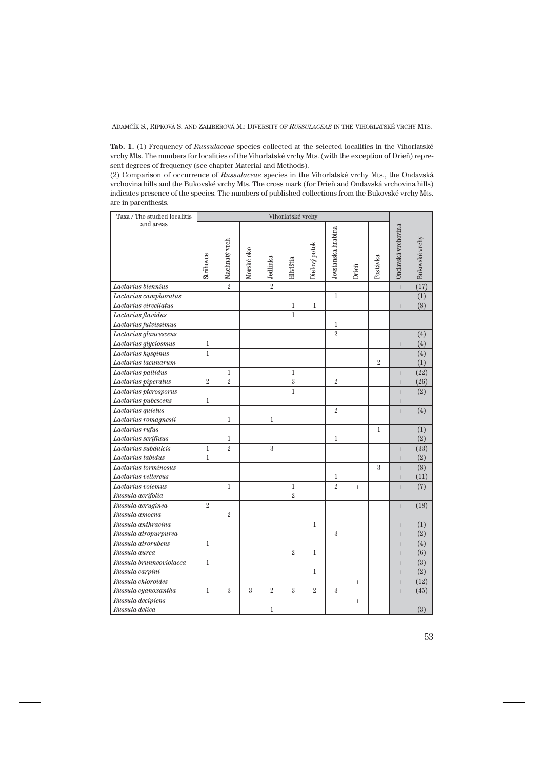**Tab. 1.** (1) Frequency of *Russulaceae* species collected at the selected localities in the Vihorlatské vrchy Mts. The numbers for localities of the Vihorlatské vrchy Mts. (with the exception of Drieň) represent degrees of frequency (see chapter Material and Methods).

(2) Comparison of occurrence of *Russulaceae* species in the Vihorlatské vrchy Mts., the Ondavská vrchovina hills and the Bukovské vrchy Mts. The cross mark (for Drieň and Ondavská vrchovina hills) indicates presence of the species. The numbers of published collections from the Bukovské vrchy Mts. are in parenthesis.

| Taxa / The studied localitis and areas | Vihorlatské vrchy | | | | | | | | | | |
|---|---|---|---|---|---|---|---|---|---|---|---|
| | Strihovce | Machnatý vrch | Morské oko | Jedlinka | Hlivištia | Dielový potok | Jovsianska hrabina | Drieň | Postávka | Ondavská vrchovina | Bukovské vrchy |
| *Lactarius blennius* | | 2 | | 2 | | | | | | + | (17) |
| *Lactarius camphoratus* | | | | | | | 1 | | | | (1) |
| *Lactarius circellatus* | | | | | 1 | 1 | | | | + | (8) |
| *Lactarius flavidus* | | | | | 1 | | | | | | |
| *Lactarius fulvissimus* | | | | | | | 1 | | | | |
| *Lactarius glaucescens* | | | | | | | 2 | | | | (4) |
| *Lactarius glyciosmus* | 1 | | | | | | | | | + | (4) |
| *Lactarius hysginus* | 1 | | | | | | | | | | (4) |
| *Lactarius lacunarum* | | | | | | | | | 2 | | (1) |
| *Lactarius pallidus* | | 1 | | | 1 | | | | | + | (22) |
| *Lactarius piperatus* | 2 | 2 | | | 3 | | 2 | | | + | (26) |
| *Lactarius pterosporus* | | | | | 1 | | | | | + | (2) |
| *Lactarius pubescens* | 1 | | | | | | | | | + | |
| *Lactarius quietus* | | | | | | | 2 | | | + | (4) |
| *Lactarius romagnesii* | | 1 | | 1 | | | | | | | |
| *Lactarius rufus* | | | | | | | | | 1 | | (1) |
| *Lactarius serifluus* | | 1 | | | | | 1 | | | | (2) |
| *Lactarius subdulcis* | 1 | 2 | | 3 | | | | | | + | (33) |
| *Lactarius tabidus* | 1 | | | | | | | | | + | (2) |
| *Lactarius torminosus* | | | | | | | | | 3 | + | (8) |
| *Lactarius vellereus* | | | | | | | 1 | | | + | (11) |
| *Lactarius volemus* | | 1 | | | 1 | | 2 | + | | + | (7) |
| *Russula acrifolia* | | | | | 2 | | | | | | |
| *Russula aeruginea* | 2 | | | | | | | | | + | (18) |
| *Russula amoena* | | 2 | | | | | | | | | |
| *Russula anthracina* | | | | | | 1 | | | | + | (1) |
| *Russula atropurpurea* | | | | | | | 3 | | | + | (2) |
| *Russula atrorubens* | 1 | | | | | | | | | + | (4) |
| *Russula aurea* | | | | | 2 | 1 | | | | + | (6) |
| *Russula brunneoviolacea* | 1 | | | | | | | | | + | (3) |
| *Russula carpini* | | | | | | 1 | | | | + | (2) |
| *Russula chloroides* | | | | | | | | + | | + | (12) |
| *Russula cyanoxantha* | 1 | 3 | 3 | 2 | 3 | 2 | 3 | | | + | (45) |
| *Russula decipiens* | | | | | | | | + | | | |
| *Russula delica* | | | | 1 | | | | | | | (3) |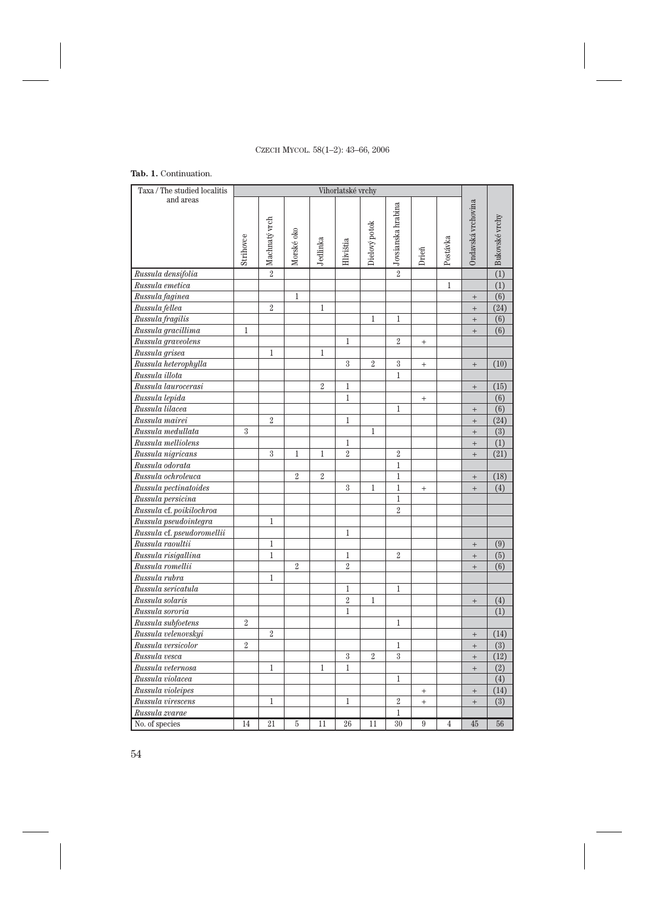**Tab. 1.** Continuation.

| Taxa / The studied localitis and areas | Vihorlatské vrchy | | | | | | | | | | |
|---|---|---|---|---|---|---|---|---|---|---|---|
| | Strihovce | Machnatý vrch | Morské oko | Jedlinka | Hlivištia | Dielový potok | Jovsianska hrabina | Drieň | Postávka | Ondavská vrchovina | Bukovské vrchy |
| *Russula densifolia* | | 2 | | | | | 2 | | | | (1) |
| *Russula emetica* | | | | | | | | | 1 | | (1) |
| *Russula faginea* | | | 1 | | | | | | | + | (6) |
| *Russula fellea* | | 2 | | 1 | | | | | | + | (24) |
| *Russula fragilis* | | | | | | 1 | 1 | | | + | (6) |
| *Russula gracillima* | 1 | | | | | | | | | + | (6) |
| *Russula graveolens* | | | | | 1 | | 2 | + | | | |
| *Russula grisea* | | 1 | | 1 | | | | | | | |
| *Russula heterophylla* | | | | | 3 | 2 | 3 | + | | + | (10) |
| *Russula illota* | | | | | | | 1 | | | | |
| *Russula laurocerasi* | | | | 2 | 1 | | | | | + | (15) |
| *Russula lepida* | | | | | 1 | | | + | | | (6) |
| *Russula lilacea* | | | | | | | 1 | | | + | (6) |
| *Russula mairei* | | 2 | | | 1 | | | | | + | (24) |
| *Russula medullata* | 3 | | | | | 1 | | | | + | (3) |
| *Russula melliolens* | | | | | 1 | | | | | + | (1) |
| *Russula nigricans* | | 3 | 1 | 1 | 2 | | 2 | | | + | (21) |
| *Russula odorata* | | | | | | | 1 | | | | |
| *Russula ochroleuca* | | | 2 | 2 | | | 1 | | | + | (18) |
| *Russula pectinatoides* | | | | | 3 | 1 | 1 | + | | + | (4) |
| *Russula persicina* | | | | | | | 1 | | | | |
| *Russula* cf. *poikilochroa* | | | | | | | 2 | | | | |
| *Russula pseudointegra* | | 1 | | | | | | | | | |
| *Russula* cf. *pseudoromellii* | | | | | 1 | | | | | | |
| *Russula raoultii* | | 1 | | | | | | | | + | (9) |
| *Russula risigallina* | | 1 | | | 1 | | 2 | | | + | (5) |
| *Russula romellii* | | | 2 | | 2 | | | | | + | (6) |
| *Russula rubra* | | 1 | | | | | | | | | |
| *Russula sericatula* | | | | | 1 | | 1 | | | | |
| *Russula solaris* | | | | | 2 | 1 | | | | + | (4) |
| *Russula sororia* | | | | | 1 | | | | | | (1) |
| *Russula subfoetens* | 2 | | | | | | 1 | | | | |
| *Russula velenovskyi* | | 2 | | | | | | | | + | (14) |
| *Russula versicolor* | 2 | | | | | | 1 | | | + | (3) |
| *Russula vesca* | | | | | 3 | 2 | 3 | | | + | (12) |
| *Russula veternosa* | | 1 | | 1 | 1 | | | | | + | (2) |
| *Russula violacea* | | | | | | | 1 | | | | (4) |
| *Russula violeipes* | | | | | | | | + | | + | (14) |
| *Russula virescens* | | 1 | | | 1 | | 2 | + | | + | (3) |
| *Russula zvarae* | | | | | | | 1 | | | | |
| No. of species | 14 | 21 | 5 | 11 | 26 | 11 | 30 | 9 | 4 | 45 | 56 |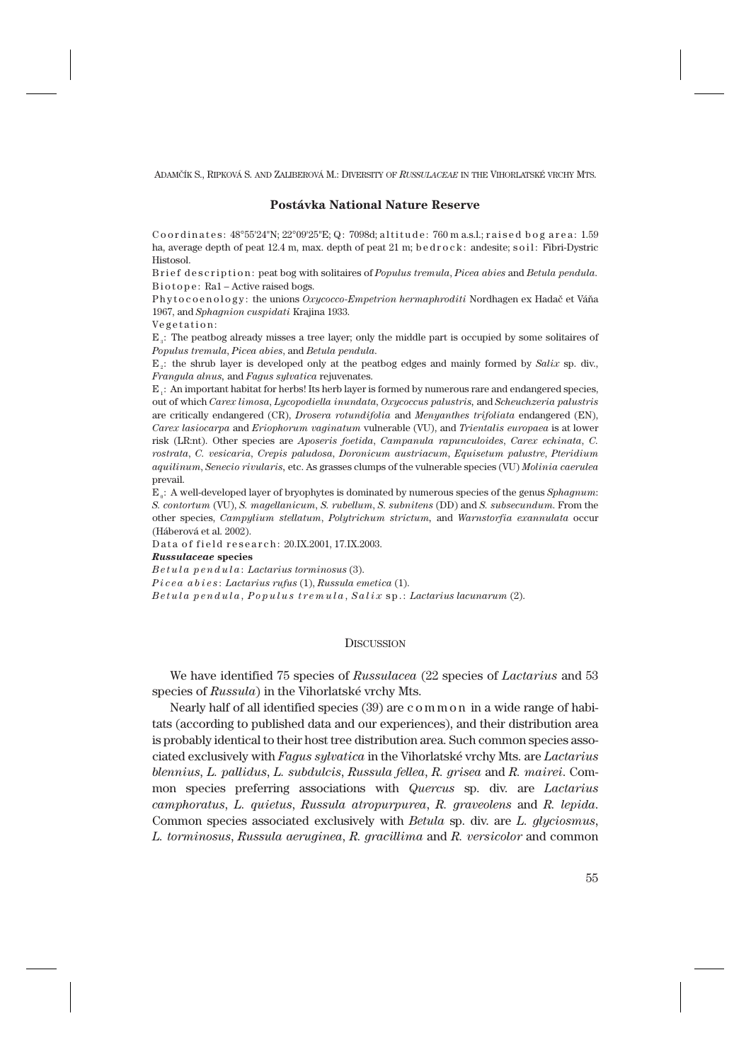### Postávka National Nature Reserve

Coordinates: 48°55'24"N; 22°09'25"E; Q: 7098d; altitude: 760 m a.s.l.; raised bog area: 1.59 ha, average depth of peat 12.4 m, max. depth of peat 21 m; bedrock: andesite; soil: Fibri-Dystric Histosol.

Brief description: peat bog with solitaires of *Populus tremula*, *Picea abies* and *Betula pendula*.

Biotope: Ra1 – Active raised bogs.

Phytocoenology: the unions *Oxycocco-Empetrion hermaphroditi* Nordhagen ex Hadač et Váňa 1967, and *Sphagnion cuspidati* Krajina 1933.

Vegetation:

$E_3$: The peatbog already misses a tree layer; only the middle part is occupied by some solitaires of *Populus tremula*, *Picea abies*, and *Betula pendula*.

$E_2$: the shrub layer is developed only at the peatbog edges and mainly formed by *Salix* sp. div., *Frangula alnus*, and *Fagus sylvatica* rejuvenates.

$E_1$: An important habitat for herbs! Its herb layer is formed by numerous rare and endangered species, out of which *Carex limosa*, *Lycopodiella inundata*, *Oxycoccus palustris*, and *Scheuchzeria palustris* are critically endangered (CR), *Drosera rotundifolia* and *Menyanthes trifoliata* endangered (EN), *Carex lasiocarpa* and *Eriophorum vaginatum* vulnerable (VU), and *Trientalis europaea* is at lower risk (LR:nt). Other species are *Aposeris foetida*, *Campanula rapunculoides*, *Carex echinata*, *C. rostrata*, *C. vesicaria*, *Crepis paludosa*, *Doronicum austriacum*, *Equisetum palustre*, *Pteridium aquilinum*, *Senecio rivularis*, etc. As grasses clumps of the vulnerable species (VU) *Molinia caerulea* prevail.

$E_0$: A well-developed layer of bryophytes is dominated by numerous species of the genus *Sphagnum*: *S. contortum* (VU), *S. magellanicum*, *S. rubellum*, *S. subnitens* (DD) and *S. subsecundum*. From the other species, *Campylium stellatum*, *Polytrichum strictum*, and *Warnstorfia exannulata* occur (Háberová et al. 2002).

Data of field research: 20.IX.2001, 17.IX.2003.

***Russulaceae* species**

*Betula pendula*: *Lactarius torminosus* (3).

*Picea abies*: *Lactarius rufus* (1), *Russula emetica* (1).

*Betula pendula*, *Populus tremula*, *Salix* sp.: *Lactarius lacunarum* (2).

## Discussion

We have identified 75 species of *Russulacea* (22 species of *Lactarius* and 53 species of *Russula*) in the Vihorlatské vrchy Mts.

Nearly half of all identified species (39) are common in a wide range of habitats (according to published data and our experiences), and their distribution area is probably identical to their host tree distribution area. Such common species associated exclusively with *Fagus sylvatica* in the Vihorlatské vrchy Mts. are *Lactarius blennius*, *L. pallidus*, *L. subdulcis*, *Russula fellea*, *R. grisea* and *R. mairei*. Common species preferring associations with *Quercus* sp. div. are *Lactarius camphoratus*, *L. quietus*, *Russula atropurpurea*, *R. graveolens* and *R. lepida*. Common species associated exclusively with *Betula* sp. div. are *L. glyciosmus*, *L. torminosus*, *Russula aeruginea*, *R. gracillima* and *R. versicolor* and common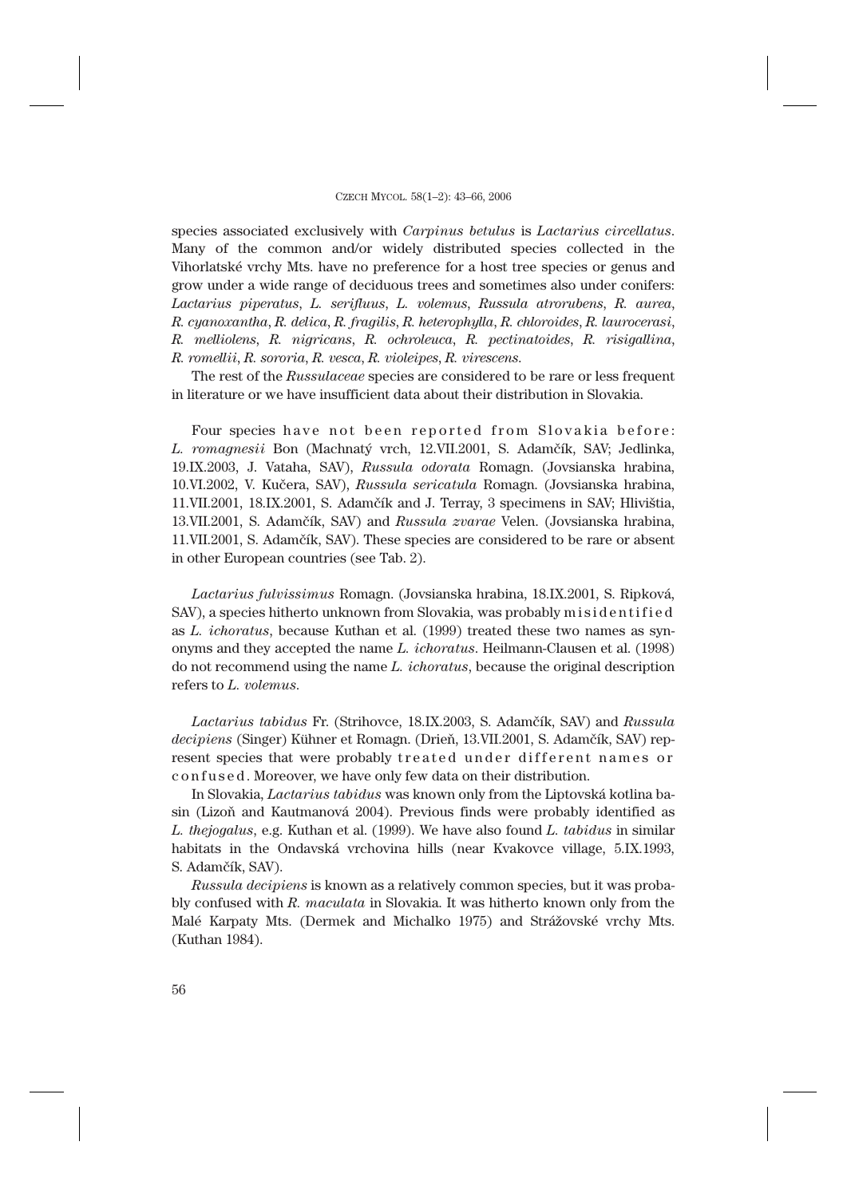species associated exclusively with *Carpinus betulus* is *Lactarius circellatus*. Many of the common and/or widely distributed species collected in the Vihorlatské vrchy Mts. have no preference for a host tree species or genus and grow under a wide range of deciduous trees and sometimes also under conifers: *Lactarius piperatus*, *L. serifluus*, *L. volemus*, *Russula atrorubens*, *R. aurea*, *R. cyanoxantha*, *R. delica*, *R. fragilis*, *R. heterophylla*, *R. chloroides*, *R. laurocerasi*, *R. melliolens*, *R. nigricans*, *R. ochroleuca*, *R. pectinatoides*, *R. risigallina*, *R. romellii*, *R. sororia*, *R. vesca*, *R. violeipes*, *R. virescens*.

The rest of the *Russulaceae* species are considered to be rare or less frequent in literature or we have insufficient data about their distribution in Slovakia.

Four species have not been reported from Slovakia before: *L. romagnesii* Bon (Machnatý vrch, 12.VII.2001, S. Adamčík, SAV; Jedlinka, 19.IX.2003, J. Vataha, SAV), *Russula odorata* Romagn. (Jovsianska hrabina, 10.VI.2002, V. Kučera, SAV), *Russula sericatula* Romagn. (Jovsianska hrabina, 11.VII.2001, 18.IX.2001, S. Adamčík and J. Terray, 3 specimens in SAV; Hlivištia, 13.VII.2001, S. Adamčík, SAV) and *Russula zvarae* Velen. (Jovsianska hrabina, 11.VII.2001, S. Adamčík, SAV). These species are considered to be rare or absent in other European countries (see Tab. 2).

*Lactarius fulvissimus* Romagn. (Jovsianska hrabina, 18.IX.2001, S. Ripková, SAV), a species hitherto unknown from Slovakia, was probably misidentified as *L. ichoratus*, because Kuthan et al. (1999) treated these two names as synonyms and they accepted the name *L. ichoratus*. Heilmann-Clausen et al. (1998) do not recommend using the name *L. ichoratus*, because the original description refers to *L. volemus*.

*Lactarius tabidus* Fr. (Strihovce, 18.IX.2003, S. Adamčík, SAV) and *Russula decipiens* (Singer) Kühner et Romagn. (Drieň, 13.VII.2001, S. Adamčík, SAV) represent species that were probably treated under different names or confused. Moreover, we have only few data on their distribution.

In Slovakia, *Lactarius tabidus* was known only from the Liptovská kotlina basin (Lizoň and Kautmanová 2004). Previous finds were probably identified as *L. thejogalus*, e.g. Kuthan et al. (1999). We have also found *L. tabidus* in similar habitats in the Ondavská vrchovina hills (near Kvakovce village, 5.IX.1993, S. Adamčík, SAV).

*Russula decipiens* is known as a relatively common species, but it was probably confused with *R. maculata* in Slovakia. It was hitherto known only from the Malé Karpaty Mts. (Dermek and Michalko 1975) and Strážovské vrchy Mts. (Kuthan 1984).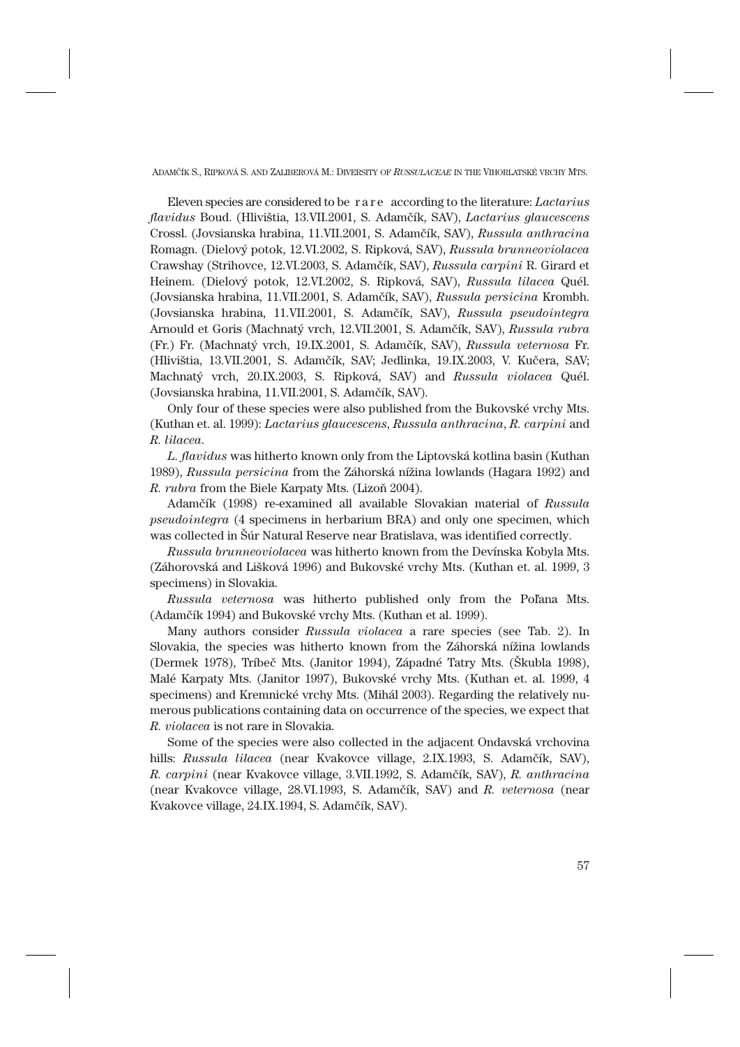Eleven species are considered to be rare according to the literature: *Lactarius flavidus* Boud. (Hliviština, 13.VII.2001, S. Adamčík, SAV), *Lactarius glaucescens* Crossl. (Jovsianska hrabina, 11.VII.2001, S. Adamčík, SAV), *Russula anthracina* Romagn. (Dielový potok, 12.VI.2002, S. Ripková, SAV), *Russula brunneoviolacea* Crawshay (Strihovce, 12.VI.2003, S. Adamčík, SAV), *Russula carpini* R. Girard et Heinem. (Dielový potok, 12.VI.2002, S. Ripková, SAV), *Russula lilacea* Quél. (Jovsianska hrabina, 11.VII.2001, S. Adamčík, SAV), *Russula persicina* Krombh. (Jovsianska hrabina, 11.VII.2001, S. Adamčík, SAV), *Russula pseudointegra* Arnould et Goris (Machnatý vrch, 12.VII.2001, S. Adamčík, SAV), *Russula rubra* (Fr.) Fr. (Machnatý vrch, 19.IX.2001, S. Adamčík, SAV), *Russula veternosa* Fr. (Hliviština, 13.VII.2001, S. Adamčík, SAV; Jedlinka, 19.IX.2003, V. Kučera, SAV; Machnatý vrch, 20.IX.2003, S. Ripková, SAV) and *Russula violacea* Quél. (Jovsianska hrabina, 11.VII.2001, S. Adamčík, SAV).

Only four of these species were also published from the Bukovské vrchy Mts. (Kuthan et. al. 1999): *Lactarius glaucescens*, *Russula anthracina*, *R. carpini* and *R. lilacea*.

*L. flavidus* was hitherto known only from the Liptovská kotlina basin (Kuthan 1989), *Russula persicina* from the Záhorská nížina lowlands (Hagara 1992) and *R. rubra* from the Biele Karpaty Mts. (Lizoň 2004).

Adamčík (1998) re-examined all available Slovakian material of *Russula pseudointegra* (4 specimens in herbarium BRA) and only one specimen, which was collected in Šúr Natural Reserve near Bratislava, was identified correctly.

*Russula brunneoviolacea* was hitherto known from the Devínska Kobyla Mts. (Záhorovská and Lišková 1996) and Bukovské vrchy Mts. (Kuthan et. al. 1999, 3 specimens) in Slovakia.

*Russula veternosa* was hitherto published only from the Poľana Mts. (Adamčík 1994) and Bukovské vrchy Mts. (Kuthan et al. 1999).

Many authors consider *Russula violacea* a rare species (see Tab. 2). In Slovakia, the species was hitherto known from the Záhorská nížina lowlands (Dermek 1978), Tríbeč Mts. (Janitor 1994), Západné Tatry Mts. (Škubla 1998), Malé Karpaty Mts. (Janitor 1997), Bukovské vrchy Mts. (Kuthan et. al. 1999, 4 specimens) and Kremnické vrchy Mts. (Mihál 2003). Regarding the relatively numerous publications containing data on occurrence of the species, we expect that *R. violacea* is not rare in Slovakia.

Some of the species were also collected in the adjacent Ondavská vrchovina hills: *Russula lilacea* (near Kvakovce village, 2.IX.1993, S. Adamčík, SAV), *R. carpini* (near Kvakovce village, 3.VII.1992, S. Adamčík, SAV), *R. anthracina* (near Kvakovce village, 28.VI.1993, S. Adamčík, SAV) and *R. veternosa* (near Kvakovce village, 24.IX.1994, S. Adamčík, SAV).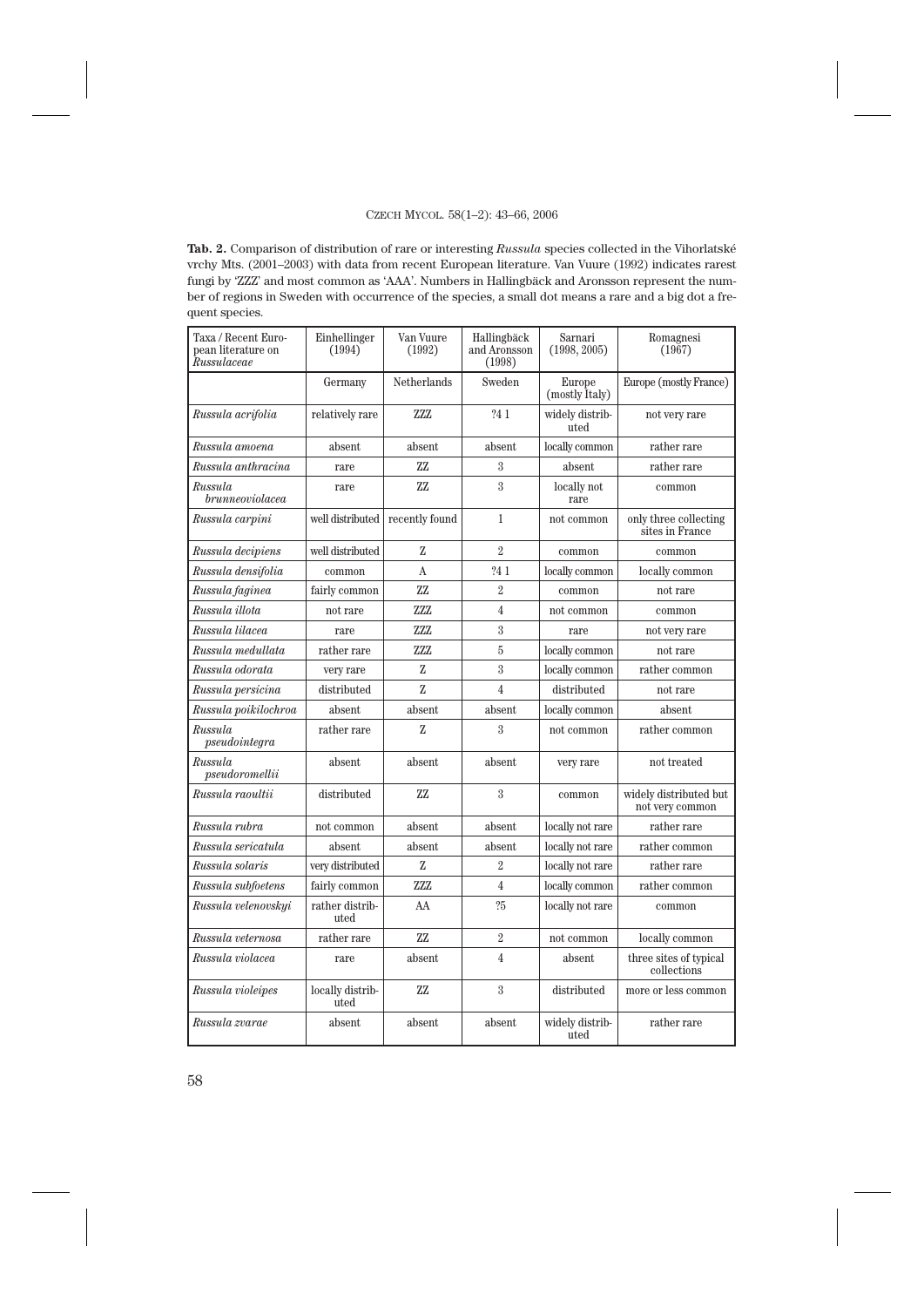**Tab. 2.** Comparison of distribution of rare or interesting *Russula* species collected in the Vihorlatské vrchy Mts. (2001–2003) with data from recent European literature. Van Vuure (1992) indicates rarest fungi by 'ZZZ' and most common as 'AAA'. Numbers in Hallingbäck and Aronsson represent the number of regions in Sweden with occurrence of the species, a small dot means a rare and a big dot a frequent species.

| Taxa / Recent European literature on *Russulaceae* | Einhellinger (1994) | Van Vuure (1992) | Hallingbäck and Aronsson (1998) | Sarnari (1998, 2005) | Romagnesi (1967) |
|---|---|---|---|---|---|
| | Germany | Netherlands | Sweden | Europe (mostly Italy) | Europe (mostly France) |
| *Russula acrifolia* | relatively rare | ZZZ | ?4 1 | widely distributed | not very rare |
| *Russula amoena* | absent | absent | absent | locally common | rather rare |
| *Russula anthracina* | rare | ZZ | 3 | absent | rather rare |
| *Russula brunneoviolacea* | rare | ZZ | 3 | locally not rare | common |
| *Russula carpini* | well distributed | recently found | 1 | not common | only three collecting sites in France |
| *Russula decipiens* | well distributed | Z | 2 | common | common |
| *Russula densifolia* | common | A | ?4 1 | locally common | locally common |
| *Russula faginea* | fairly common | ZZ | 2 | common | not rare |
| *Russula illota* | not rare | ZZZ | 4 | not common | common |
| *Russula lilacea* | rare | ZZZ | 3 | rare | not very rare |
| *Russula medullata* | rather rare | ZZZ | 5 | locally common | not rare |
| *Russula odorata* | very rare | Z | 3 | locally common | rather common |
| *Russula persicina* | distributed | Z | 4 | distributed | not rare |
| *Russula poikilochroa* | absent | absent | absent | locally common | absent |
| *Russula pseudointegra* | rather rare | Z | 3 | not common | rather common |
| *Russula pseudoromellii* | absent | absent | absent | very rare | not treated |
| *Russula raoultii* | distributed | ZZ | 3 | common | widely distributed but not very common |
| *Russula rubra* | not common | absent | absent | locally not rare | rather rare |
| *Russula sericatula* | absent | absent | absent | locally not rare | rather common |
| *Russula solaris* | very distributed | Z | 2 | locally not rare | rather rare |
| *Russula subfoetens* | fairly common | ZZZ | 4 | locally common | rather common |
| *Russula velenovskyi* | rather distributed | AA | ?5 | locally not rare | common |
| *Russula veternosa* | rather rare | ZZ | 2 | not common | locally common |
| *Russula violacea* | rare | absent | 4 | absent | three sites of typical collections |
| *Russula violeipes* | locally distributed | ZZ | 3 | distributed | more or less common |
| *Russula zvarae* | absent | absent | absent | widely distributed | rather rare |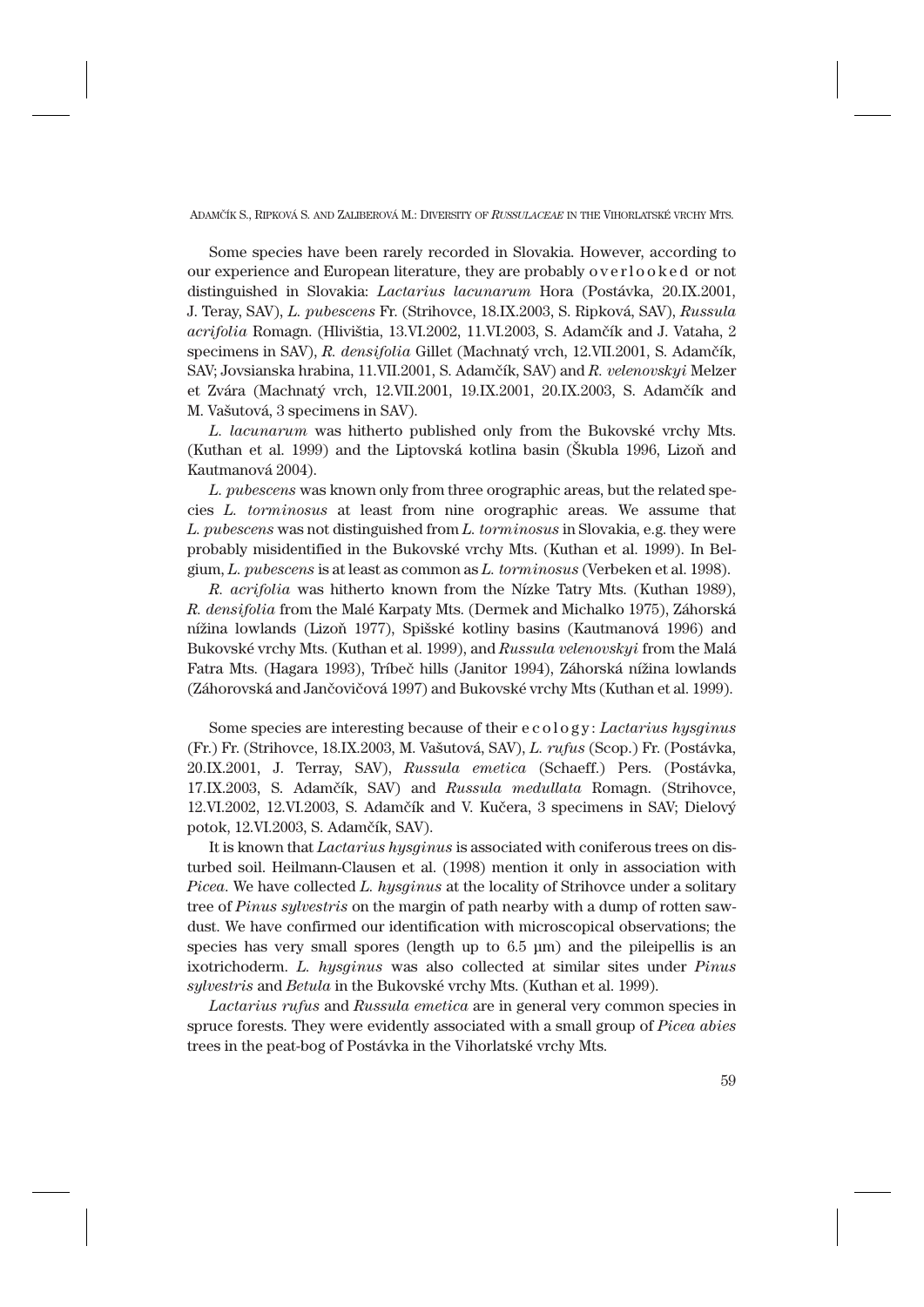Some species have been rarely recorded in Slovakia. However, according to our experience and European literature, they are probably overlooked or not distinguished in Slovakia: *Lactarius lacunarum* Hora (Postávka, 20.IX.2001, J. Teray, SAV), *L. pubescens* Fr. (Strihovce, 18.IX.2003, S. Ripková, SAV), *Russula acrifolia* Romagn. (Hlivištia, 13.VI.2002, 11.VI.2003, S. Adamčík and J. Vataha, 2 specimens in SAV), *R. densifolia* Gillet (Machnatý vrch, 12.VII.2001, S. Adamčík, SAV; Jovsianska hrabina, 11.VII.2001, S. Adamčík, SAV) and *R. velenovskyi* Melzer et Zvára (Machnatý vrch, 12.VII.2001, 19.IX.2001, 20.IX.2003, S. Adamčík and M. Vašutová, 3 specimens in SAV).

*L. lacunarum* was hitherto published only from the Bukovské vrchy Mts. (Kuthan et al. 1999) and the Liptovská kotlina basin (Škubla 1996, Lizoň and Kautmanová 2004).

*L. pubescens* was known only from three orographic areas, but the related species *L. torminosus* at least from nine orographic areas. We assume that *L. pubescens* was not distinguished from *L. torminosus* in Slovakia, e.g. they were probably misidentified in the Bukovské vrchy Mts. (Kuthan et al. 1999). In Belgium, *L. pubescens* is at least as common as *L. torminosus* (Verbeken et al. 1998).

*R. acrifolia* was hitherto known from the Nízke Tatry Mts. (Kuthan 1989), *R. densifolia* from the Malé Karpaty Mts. (Dermek and Michalko 1975), Záhorská nížina lowlands (Lizoň 1977), Spišské kotliny basins (Kautmanová 1996) and Bukovské vrchy Mts. (Kuthan et al. 1999), and *Russula velenovskyi* from the Malá Fatra Mts. (Hagara 1993), Tríbeč hills (Janitor 1994), Záhorská nížina lowlands (Záhorovská and Jančovičová 1997) and Bukovské vrchy Mts (Kuthan et al. 1999).

Some species are interesting because of their ecology: *Lactarius hysginus* (Fr.) Fr. (Strihovce, 18.IX.2003, M. Vašutová, SAV), *L. rufus* (Scop.) Fr. (Postávka, 20.IX.2001, J. Terray, SAV), *Russula emetica* (Schaeff.) Pers. (Postávka, 17.IX.2003, S. Adamčík, SAV) and *Russula medullata* Romagn. (Strihovce, 12.VI.2002, 12.VI.2003, S. Adamčík and V. Kučera, 3 specimens in SAV; Dielový potok, 12.VI.2003, S. Adamčík, SAV).

It is known that *Lactarius hysginus* is associated with coniferous trees on disturbed soil. Heilmann-Clausen et al. (1998) mention it only in association with *Picea*. We have collected *L. hysginus* at the locality of Strihovce under a solitary tree of *Pinus sylvestris* on the margin of path nearby with a dump of rotten sawdust. We have confirmed our identification with microscopical observations; the species has very small spores (length up to 6.5 µm) and the pileipellis is an ixotrichoderm. *L. hysginus* was also collected at similar sites under *Pinus sylvestris* and *Betula* in the Bukovské vrchy Mts. (Kuthan et al. 1999).

*Lactarius rufus* and *Russula emetica* are in general very common species in spruce forests. They were evidently associated with a small group of *Picea abies* trees in the peat-bog of Postávka in the Vihorlatské vrchy Mts.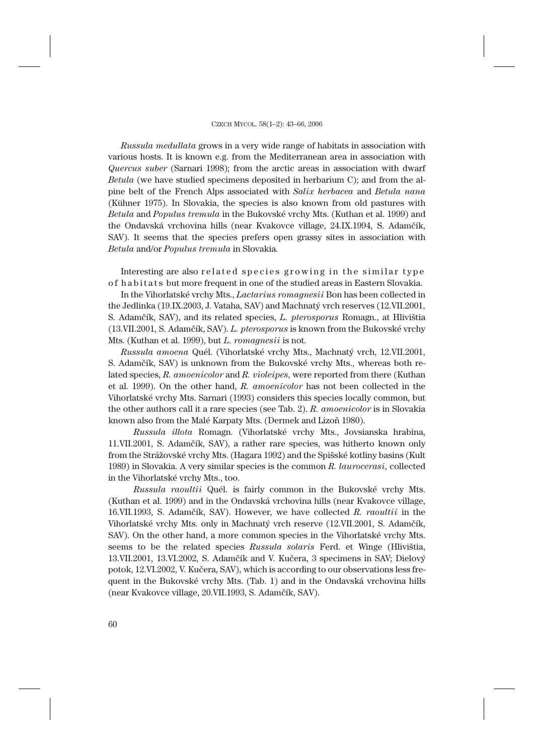*Russula medullata* grows in a very wide range of habitats in association with various hosts. It is known e.g. from the Mediterranean area in association with *Quercus suber* (Sarnari 1998); from the arctic areas in association with dwarf *Betula* (we have studied specimens deposited in herbarium C); and from the alpine belt of the French Alps associated with *Salix herbacea* and *Betula nana* (Kühner 1975). In Slovakia, the species is also known from old pastures with *Betula* and *Populus tremula* in the Bukovské vrchy Mts. (Kuthan et al. 1999) and the Ondavská vrchovina hills (near Kvakovce village, 24.IX.1994, S. Adamčík, SAV). It seems that the species prefers open grassy sites in association with *Betula* and/or *Populus tremula* in Slovakia.

Interesting are also related species growing in the similar type of habitats but more frequent in one of the studied areas in Eastern Slovakia.

In the Vihorlatské vrchy Mts., *Lactarius romagnesii* Bon has been collected in the Jedlinka (19.IX.2003, J. Vataha, SAV) and Machnatý vrch reserves (12.VII.2001, S. Adamčík, SAV), and its related species, *L. pterosporus* Romagn., at Hlivištia (13.VII.2001, S. Adamčík, SAV). *L. pterosporus* is known from the Bukovské vrchy Mts. (Kuthan et al. 1999), but *L. romagnesii* is not.

*Russula amoena* Quél. (Vihorlatské vrchy Mts., Machnatý vrch, 12.VII.2001, S. Adamčík, SAV) is unknown from the Bukovské vrchy Mts., whereas both related species, *R. amoenicolor* and *R. violeipes*, were reported from there (Kuthan et al. 1999). On the other hand, *R. amoenicolor* has not been collected in the Vihorlatské vrchy Mts. Sarnari (1993) considers this species locally common, but the other authors call it a rare species (see Tab. 2). *R. amoenicolor* is in Slovakia known also from the Malé Karpaty Mts. (Dermek and Lizoň 1980).

*Russula illota* Romagn. (Vihorlatské vrchy Mts., Jovsianska hrabina, 11.VII.2001, S. Adamčík, SAV), a rather rare species, was hitherto known only from the Strážovské vrchy Mts. (Hagara 1992) and the Spišské kotliny basins (Kult 1989) in Slovakia. A very similar species is the common *R. laurocerasi*, collected in the Vihorlatské vrchy Mts., too.

*Russula raoultii* Quél. is fairly common in the Bukovské vrchy Mts. (Kuthan et al. 1999) and in the Ondavská vrchovina hills (near Kvakovce village, 16.VII.1993, S. Adamčík, SAV). However, we have collected *R. raoultii* in the Vihorlatské vrchy Mts. only in Machnatý vrch reserve (12.VII.2001, S. Adamčík, SAV). On the other hand, a more common species in the Vihorlatské vrchy Mts. seems to be the related species *Russula solaris* Ferd. et Winge (Hlivištia, 13.VII.2001, 13.VI.2002, S. Adamčík and V. Kučera, 3 specimens in SAV; Dielový potok, 12.VI.2002, V. Kučera, SAV), which is according to our observations less frequent in the Bukovské vrchy Mts. (Tab. 1) and in the Ondavská vrchovina hills (near Kvakovce village, 20.VII.1993, S. Adamčík, SAV).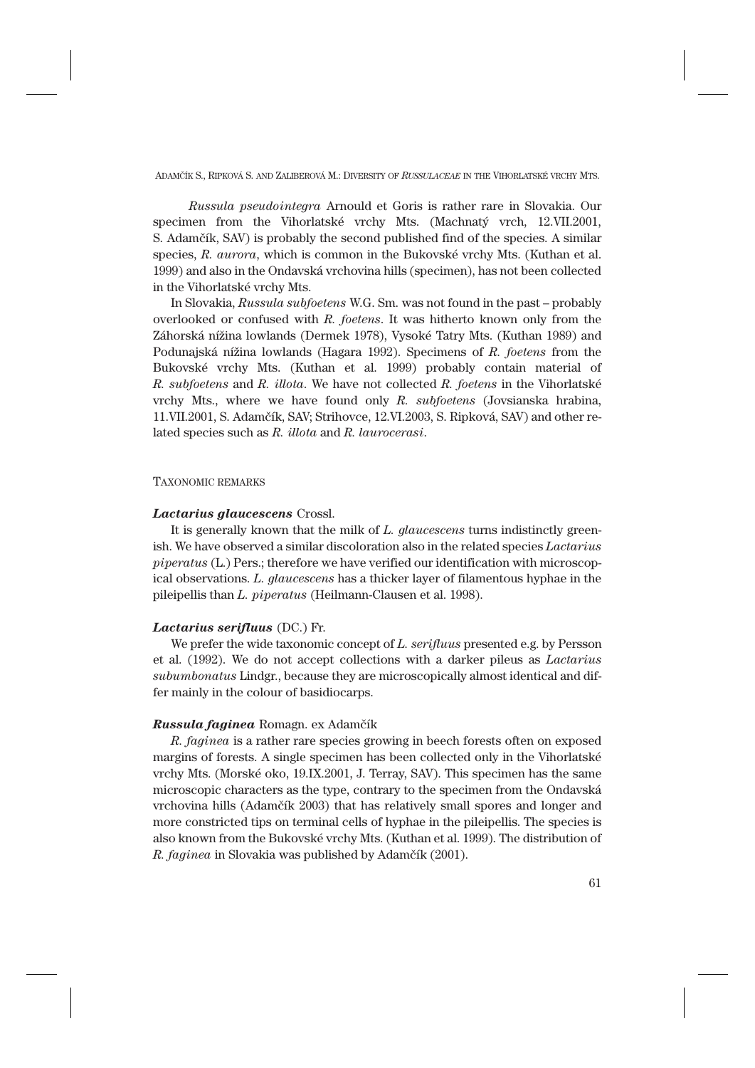*Russula pseudointegra* Arnould et Goris is rather rare in Slovakia. Our specimen from the Vihorlatské vrchy Mts. (Machnatý vrch, 12.VII.2001, S. Adamčík, SAV) is probably the second published find of the species. A similar species, *R. aurora*, which is common in the Bukovské vrchy Mts. (Kuthan et al. 1999) and also in the Ondavská vrchovina hills (specimen), has not been collected in the Vihorlatské vrchy Mts.

In Slovakia, *Russula subfoetens* W.G. Sm. was not found in the past – probably overlooked or confused with *R. foetens*. It was hitherto known only from the Záhorská nížina lowlands (Dermek 1978), Vysoké Tatry Mts. (Kuthan 1989) and Podunajská nížina lowlands (Hagara 1992). Specimens of *R. foetens* from the Bukovské vrchy Mts. (Kuthan et al. 1999) probably contain material of *R. subfoetens* and *R. illota*. We have not collected *R. foetens* in the Vihorlatské vrchy Mts., where we have found only *R. subfoetens* (Jovsianska hrabina, 11.VII.2001, S. Adamčík, SAV; Strihovce, 12.VI.2003, S. Ripková, SAV) and other related species such as *R. illota* and *R. laurocerasi*.

## Taxonomic remarks

### ***Lactarius glaucescens*** Crossl.

It is generally known that the milk of *L. glaucescens* turns indistinctly greenish. We have observed a similar discoloration also in the related species *Lactarius piperatus* (L.) Pers.; therefore we have verified our identification with microscopical observations. *L. glaucescens* has a thicker layer of filamentous hyphae in the pileipellis than *L. piperatus* (Heilmann-Clausen et al. 1998).

### ***Lactarius serifluus*** (DC.) Fr.

We prefer the wide taxonomic concept of *L. serifluus* presented e.g. by Persson et al. (1992). We do not accept collections with a darker pileus as *Lactarius subumbonatus* Lindgr., because they are microscopically almost identical and differ mainly in the colour of basidiocarps.

### ***Russula faginea*** Romagn. ex Adamčík

*R. faginea* is a rather rare species growing in beech forests often on exposed margins of forests. A single specimen has been collected only in the Vihorlatské vrchy Mts. (Morské oko, 19.IX.2001, J. Terray, SAV). This specimen has the same microscopic characters as the type, contrary to the specimen from the Ondavská vrchovina hills (Adamčík 2003) that has relatively small spores and longer and more constricted tips on terminal cells of hyphae in the pileipellis. The species is also known from the Bukovské vrchy Mts. (Kuthan et al. 1999). The distribution of *R. faginea* in Slovakia was published by Adamčík (2001).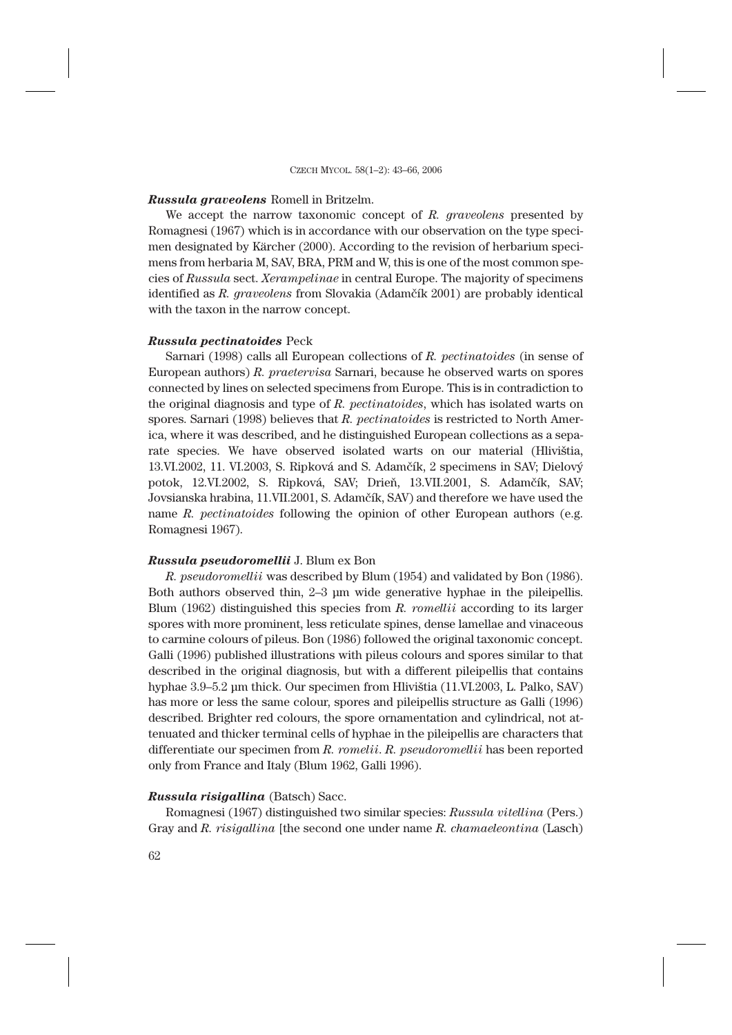***Russula graveolens*** Romell in Britzelm.

We accept the narrow taxonomic concept of *R. graveolens* presented by Romagnesi (1967) which is in accordance with our observation on the type specimen designated by Kärcher (2000). According to the revision of herbarium specimens from herbaria M, SAV, BRA, PRM and W, this is one of the most common species of *Russula* sect. *Xerampelinae* in central Europe. The majority of specimens identified as *R. graveolens* from Slovakia (Adamčík 2001) are probably identical with the taxon in the narrow concept.

***Russula pectinatoides*** Peck

Sarnari (1998) calls all European collections of *R. pectinatoides* (in sense of European authors) *R. praetervisa* Sarnari, because he observed warts on spores connected by lines on selected specimens from Europe. This is in contradiction to the original diagnosis and type of *R. pectinatoides*, which has isolated warts on spores. Sarnari (1998) believes that *R. pectinatoides* is restricted to North America, where it was described, and he distinguished European collections as a separate species. We have observed isolated warts on our material (Hlivištia, 13.VI.2002, 11. VI.2003, S. Ripková and S. Adamčík, 2 specimens in SAV; Dielový potok, 12.VI.2002, S. Ripková, SAV; Drieň, 13.VII.2001, S. Adamčík, SAV; Jovsianska hrabina, 11.VII.2001, S. Adamčík, SAV) and therefore we have used the name *R. pectinatoides* following the opinion of other European authors (e.g. Romagnesi 1967).

***Russula pseudoromellii*** J. Blum ex Bon

*R. pseudoromellii* was described by Blum (1954) and validated by Bon (1986). Both authors observed thin, 2–3 µm wide generative hyphae in the pileipellis. Blum (1962) distinguished this species from *R. romellii* according to its larger spores with more prominent, less reticulate spines, dense lamellae and vinaceous to carmine colours of pileus. Bon (1986) followed the original taxonomic concept. Galli (1996) published illustrations with pileus colours and spores similar to that described in the original diagnosis, but with a different pileipellis that contains hyphae 3.9–5.2 µm thick. Our specimen from Hlivištia (11.VI.2003, L. Palko, SAV) has more or less the same colour, spores and pileipellis structure as Galli (1996) described. Brighter red colours, the spore ornamentation and cylindrical, not attenuated and thicker terminal cells of hyphae in the pileipellis are characters that differentiate our specimen from *R. romelii*. *R. pseudoromellii* has been reported only from France and Italy (Blum 1962, Galli 1996).

***Russula risigallina*** (Batsch) Sacc.

Romagnesi (1967) distinguished two similar species: *Russula vitellina* (Pers.) Gray and *R. risigallina* [the second one under name *R. chamaeleontina* (Lasch)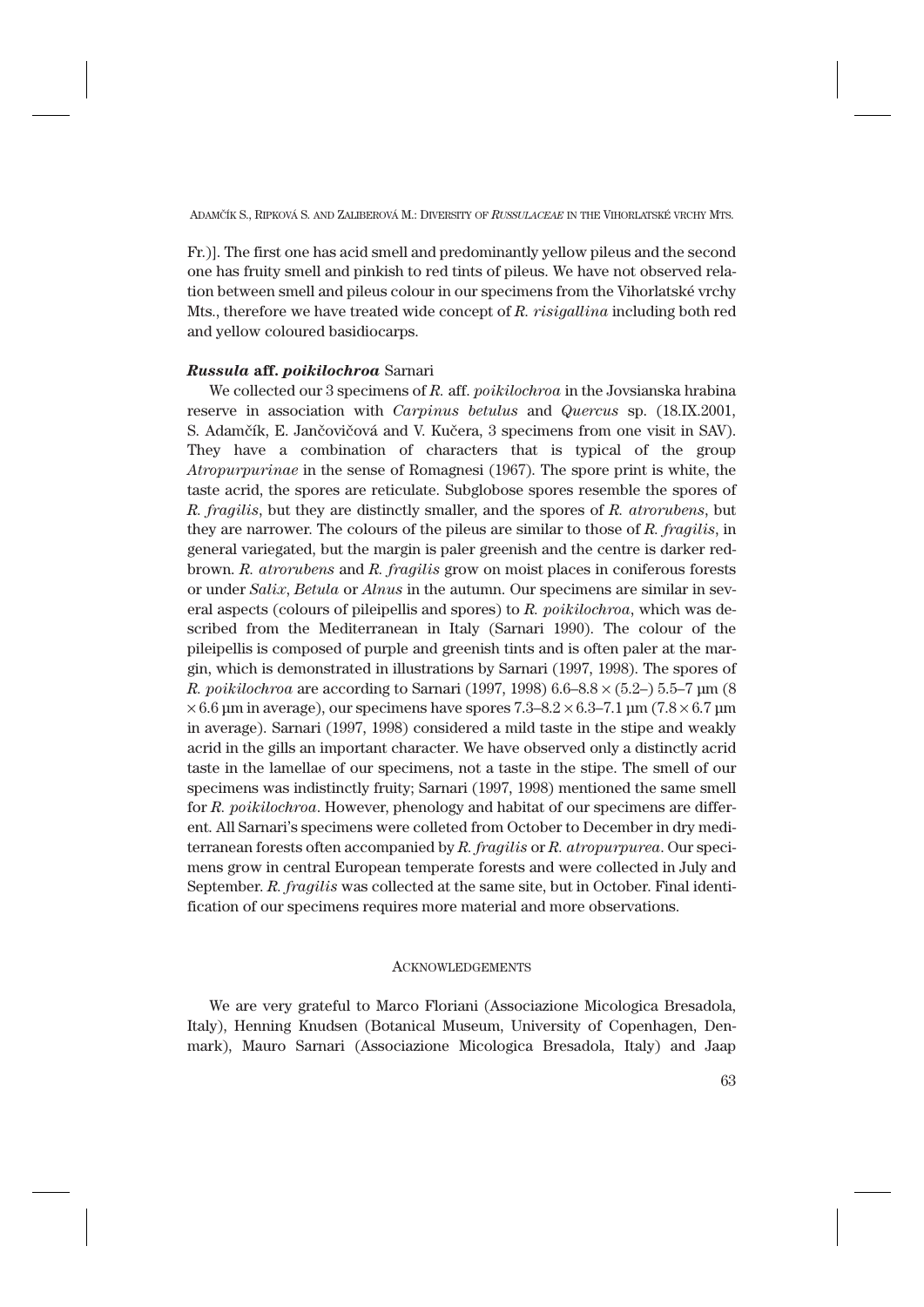Fr.)]. The first one has acid smell and predominantly yellow pileus and the second one has fruity smell and pinkish to red tints of pileus. We have not observed relation between smell and pileus colour in our specimens from the Vihorlatské vrchy Mts., therefore we have treated wide concept of *R. risigallina* including both red and yellow coloured basidiocarps.

### ***Russula* aff. *poikilochroa* Sarnari**

We collected our 3 specimens of *R.* aff. *poikilochroa* in the Jovsianska hrabina reserve in association with *Carpinus betulus* and *Quercus* sp. (18.IX.2001, S. Adamčík, E. Jančovičová and V. Kučera, 3 specimens from one visit in SAV). They have a combination of characters that is typical of the group *Atropurpurinae* in the sense of Romagnesi (1967). The spore print is white, the taste acrid, the spores are reticulate. Subglobose spores resemble the spores of *R. fragilis*, but they are distinctly smaller, and the spores of *R. atrorubens*, but they are narrower. The colours of the pileus are similar to those of *R. fragilis*, in general variegated, but the margin is paler greenish and the centre is darker red-brown. *R. atrorubens* and *R. fragilis* grow on moist places in coniferous forests or under *Salix*, *Betula* or *Alnus* in the autumn. Our specimens are similar in several aspects (colours of pileipellis and spores) to *R. poikilochroa*, which was described from the Mediterranean in Italy (Sarnari 1990). The colour of the pileipellis is composed of purple and greenish tints and is often paler at the margin, which is demonstrated in illustrations by Sarnari (1997, 1998). The spores of *R. poikilochroa* are according to Sarnari (1997, 1998) 6.6–8.8 × (5.2–) 5.5–7 µm (8 × 6.6 µm in average), our specimens have spores 7.3–8.2 × 6.3–7.1 µm (7.8 × 6.7 µm in average). Sarnari (1997, 1998) considered a mild taste in the stipe and weakly acrid in the gills an important character. We have observed only a distinctly acrid taste in the lamellae of our specimens, not a taste in the stipe. The smell of our specimens was indistinctly fruity; Sarnari (1997, 1998) mentioned the same smell for *R. poikilochroa*. However, phenology and habitat of our specimens are different. All Sarnari's specimens were colleted from October to December in dry mediterranean forests often accompanied by *R. fragilis* or *R. atropurpurea*. Our specimens grow in central European temperate forests and were collected in July and September. *R. fragilis* was collected at the same site, but in October. Final identification of our specimens requires more material and more observations.

## ACKNOWLEDGEMENTS

We are very grateful to Marco Floriani (Associazione Micologica Bresadola, Italy), Henning Knudsen (Botanical Museum, University of Copenhagen, Denmark), Mauro Sarnari (Associazione Micologica Bresadola, Italy) and Jaap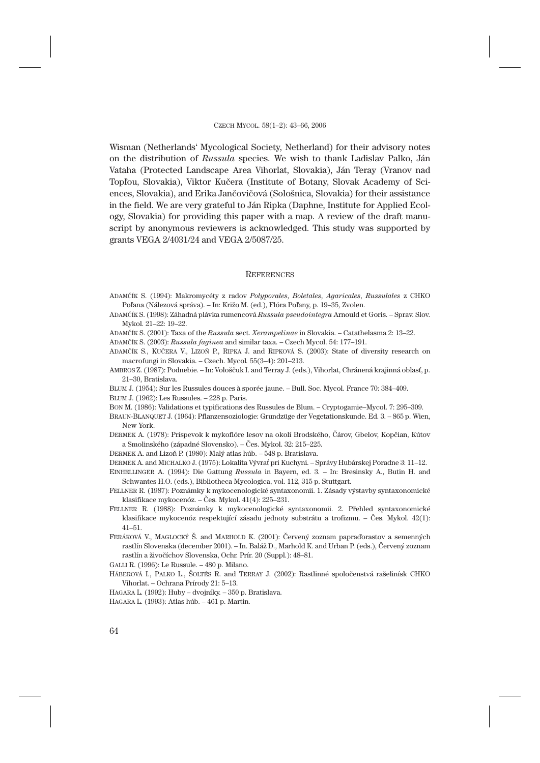Wisman (Netherlands' Mycological Society, Netherland) for their advisory notes on the distribution of *Russula* species. We wish to thank Ladislav Palko, Ján Vataha (Protected Landscape Area Vihorlat, Slovakia), Ján Teray (Vranov nad Topľou, Slovakia), Viktor Kučera (Institute of Botany, Slovak Academy of Sciences, Slovakia), and Erika Jančovičová (Sološnica, Slovakia) for their assistance in the field. We are very grateful to Ján Ripka (Daphne, Institute for Applied Ecology, Slovakia) for providing this paper with a map. A review of the draft manuscript by anonymous reviewers is acknowledged. This study was supported by grants VEGA 2/4031/24 and VEGA 2/5087/25.

## References

ADAMČÍK S. (1994): Makromycéty z radov *Polyporales*, *Boletales*, *Agaricales*, *Russulales* z CHKO Poľana (Nálezová správa). – In: Križo M. (ed.), Flóra Poľany, p. 19–35, Zvolen.

ADAMČÍK S. (1998): Záhadná plávka rumencová *Russula pseudointegra* Arnould et Goris. – Sprav. Slov. Mykol. 21–22: 19–22.

ADAMČÍK S. (2001): Taxa of the *Russula* sect. *Xerampelinae* in Slovakia. – Catathelasma 2: 13–22.

ADAMČÍK S. (2003): *Russula faginea* and similar taxa. – Czech Mycol. 54: 177–191.

ADAMČÍK S., KUČERA V., LIZOŇ P., RIPKA J. and RIPKOVÁ S. (2003): State of diversity research on macrofungi in Slovakia. – Czech. Mycol. 55(3–4): 201–213.

AMBROS Z. (1987): Podnebie. – In: Vološčuk I. and Terray J. (eds.), Vihorlat, Chránená krajinná oblasť, p. 21–30, Bratislava.

BLUM J. (1954): Sur les Russules douces à sporée jaune. – Bull. Soc. Mycol. France 70: 384–409.

BLUM J. (1962): Les Russules. – 228 p. Paris.

BON M. (1986): Validations et typifications des Russules de Blum. – Cryptogamie–Mycol. 7: 295–309.

BRAUN-BLANQUET J. (1964): Pflanzensoziologie: Grundzüge der Vegetationskunde. Ed. 3. – 865 p. Wien, New York.

DERMEK A. (1978): Príspevok k mykoflóre lesov na okolí Brodského, Čárov, Gbelov, Kopčian, Kútov a Smolinského (západné Slovensko). – Čes. Mykol. 32: 215–225.

DERMEK A. and Lizoň P. (1980): Malý atlas húb. – 548 p. Bratislava.

DERMEK A. and MICHALKO J. (1975): Lokalita Vývrať pri Kuchyni. – Správy Hubárskej Poradne 3: 11–12.

EINHELLINGER A. (1994): Die Gattung *Russula* in Bayern, ed. 3. – In: Bresinsky A., Butin H. and Schwantes H.O. (eds.), Bibliotheca Mycologica, vol. 112, 315 p. Stuttgart.

FELLNER R. (1987): Poznámky k mykocenologické syntaxonomii. 1. Zásady výstavby syntaxonomické klasifikace mykocenóz. – Čes. Mykol. 41(4): 225–231.

FELLNER R. (1988): Poznámky k mykocenologické syntaxonomii. 2. Přehled syntaxonomické klasifikace mykocenóz respektující zásadu jednoty substrátu a trofizmu. – Čes. Mykol. 42(1): 41–51.

FERÁKOVÁ V., MAGLOCKÝ Š. and MARHOLD K. (2001): Červený zoznam papraďorastov a semenných rastlín Slovenska (december 2001). – In. Baláž D., Marhold K. and Urban P. (eds.), Červený zoznam rastlín a živočíchov Slovenska, Ochr. Prír. 20 (Suppl.): 48–81.

GALLI R. (1996): Le Russule. – 480 p. Milano.

HÁBEROVÁ I., PALKO L., ŠOLTÉS R. and TERRAY J. (2002): Rastlinné spoločenstvá rašelinísk CHKO Vihorlat. – Ochrana Prírody 21: 5–13.

HAGARA L. (1992): Huby – dvojníky. – 350 p. Bratislava.

HAGARA L. (1993): Atlas húb. – 461 p. Martin.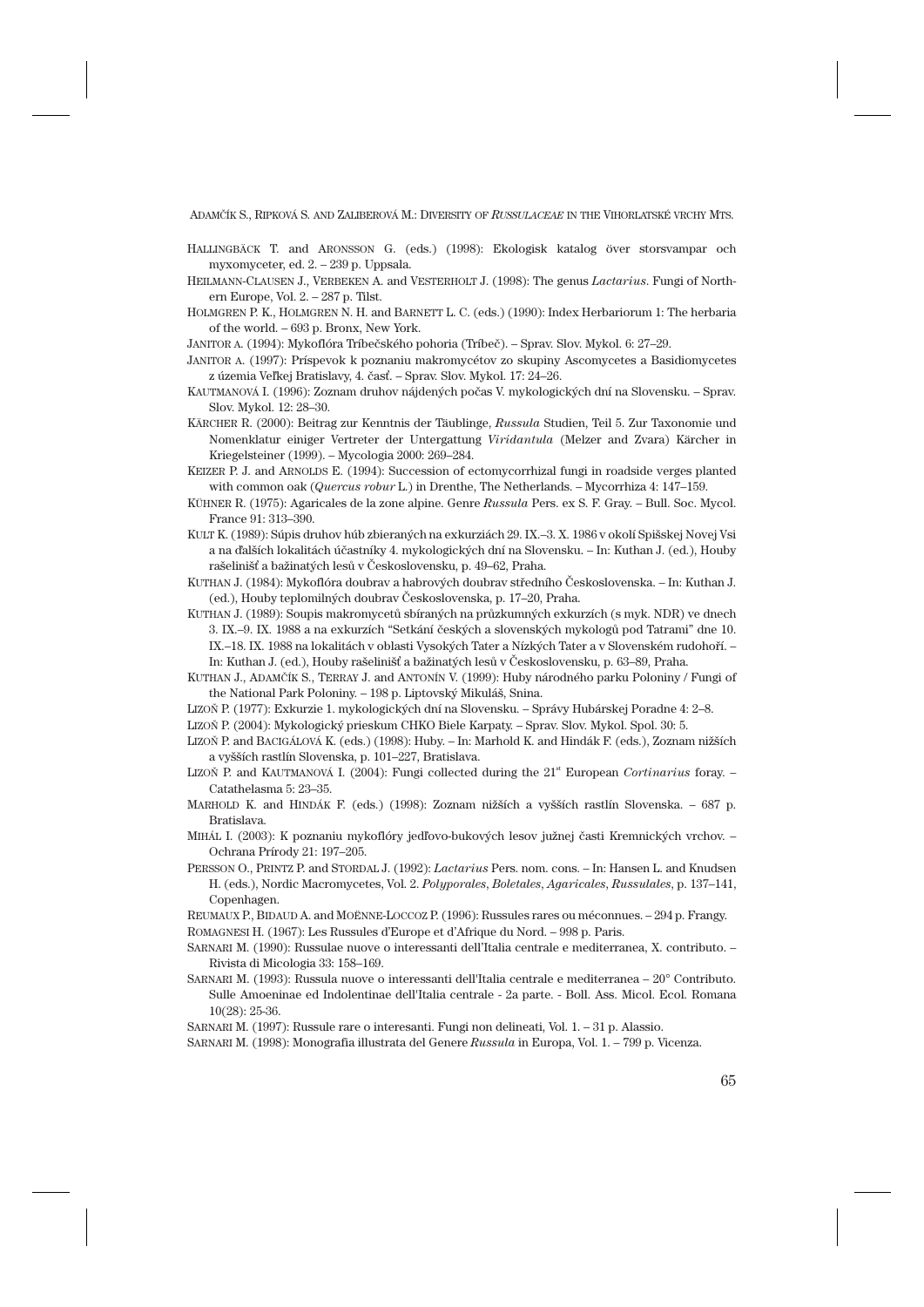Hallingbäck T. and Aronsson G. (eds.) (1998): Ekologisk katalog över storsvampar och myxomyceter, ed. 2. – 239 p. Uppsala.

Heilmann-Clausen J., Verbeken A. and Vesterholt J. (1998): The genus *Lactarius*. Fungi of Northern Europe, Vol. 2. – 287 p. Tilst.

Holmgren P. K., Holmgren N. H. and Barnett L. C. (eds.) (1990): Index Herbariorum 1: The herbaria of the world. – 693 p. Bronx, New York.

Janitor A. (1994): Mykoflóra Tríbečského pohoria (Tríbeč). – Sprav. Slov. Mykol. 6: 27–29.

Janitor A. (1997): Príspevok k poznaniu makromycétov zo skupiny Ascomycetes a Basidiomycetes z územia Veľkej Bratislavy, 4. časť. – Sprav. Slov. Mykol. 17: 24–26.

Kautmanová I. (1996): Zoznam druhov nájdených počas V. mykologických dní na Slovensku. – Sprav. Slov. Mykol. 12: 28–30.

Kärcher R. (2000): Beitrag zur Kenntnis der Täublinge, *Russula* Studien, Teil 5. Zur Taxonomie und Nomenklatur einiger Vertreter der Untergattung *Viridantula* (Melzer and Zvara) Kärcher in Kriegelsteiner (1999). – Mycologia 2000: 269–284.

Keizer P. J. and Arnolds E. (1994): Succession of ectomycorrhizal fungi in roadside verges planted with common oak (*Quercus robur* L.) in Drenthe, The Netherlands. – Mycorrhiza 4: 147–159.

Kühner R. (1975): Agaricales de la zone alpine. Genre *Russula* Pers. ex S. F. Gray. – Bull. Soc. Mycol. France 91: 313–390.

Kult K. (1989): Súpis druhov húb zbieraných na exkurziách 29. IX.–3. X. 1986 v okolí Spišskej Novej Vsi a na ďalších lokalitách účastníky 4. mykologických dní na Slovensku. – In: Kuthan J. (ed.), Houby rašelinišť a bažinatých lesů v Československu, p. 49–62, Praha.

Kuthan J. (1984): Mykoflóra doubrav a habrových doubrav středního Československa. – In: Kuthan J. (ed.), Houby teplomilných doubrav Československa, p. 17–20, Praha.

Kuthan J. (1989): Soupis makromycetů sbíraných na průzkumných exkurzích (s myk. NDR) ve dnech 3. IX.–9. IX. 1988 a na exkurzích "Setkání českých a slovenských mykologů pod Tatrami" dne 10. IX.–18. IX. 1988 na lokalitách v oblasti Vysokých Tater a Nízkých Tater a v Slovenském rudohoří. – In: Kuthan J. (ed.), Houby rašelinišť a bažinatých lesů v Československu, p. 63–89, Praha.

Kuthan J., Adamčík S., Terray J. and Antonín V. (1999): Huby národného parku Poloniny / Fungi of the National Park Poloniny. – 198 p. Liptovský Mikuláš, Snina.

Lizoň P. (1977): Exkurzie 1. mykologických dní na Slovensku. – Správy Hubárskej Poradne 4: 2–8.

Lizoň P. (2004): Mykologický prieskum CHKO Biele Karpaty. – Sprav. Slov. Mykol. Spol. 30: 5.

Lizoň P. and Bacigálová K. (eds.) (1998): Huby. – In: Marhold K. and Hindák F. (eds.), Zoznam nižších a vyšších rastlín Slovenska, p. 101–227, Bratislava.

Lizoň P. and Kautmanová I. (2004): Fungi collected during the 21st European *Cortinarius* foray. – Catathelasma 5: 23–35.

Marhold K. and Hindák F. (eds.) (1998): Zoznam nižších a vyšších rastlín Slovenska. – 687 p. Bratislava.

Mihál I. (2003): K poznaniu mykoflóry jedľovo-bukových lesov južnej časti Kremnických vrchov. – Ochrana Prírody 21: 197–205.

Persson O., Printz P. and Stordal J. (1992): *Lactarius* Pers. nom. cons. – In: Hansen L. and Knudsen H. (eds.), Nordic Macromycetes, Vol. 2. *Polyporales*, *Boletales*, *Agaricales*, *Russulales*, p. 137–141, Copenhagen.

Reumaux P., Bidaud A. and Moënne-Loccoz P. (1996): Russules rares ou méconnues. – 294 p. Frangy.

Romagnesi H. (1967): Les Russules d'Europe et d'Afrique du Nord. – 998 p. Paris.

Sarnari M. (1990): Russulae nuove o interessanti dell'Italia centrale e mediterranea, X. contributo. – Rivista di Micologia 33: 158–169.

Sarnari M. (1993): Russula nuove o interessanti dell'Italia centrale e mediterranea – 20° Contributo. Sulle Amoeninae ed Indolentinae dell'Italia centrale - 2a parte. - Boll. Ass. Micol. Ecol. Romana 10(28): 25-36.

Sarnari M. (1997): Russule rare o interesanti. Fungi non delineati, Vol. 1. – 31 p. Alassio.

Sarnari M. (1998): Monografia illustrata del Genere *Russula* in Europa, Vol. 1. – 799 p. Vicenza.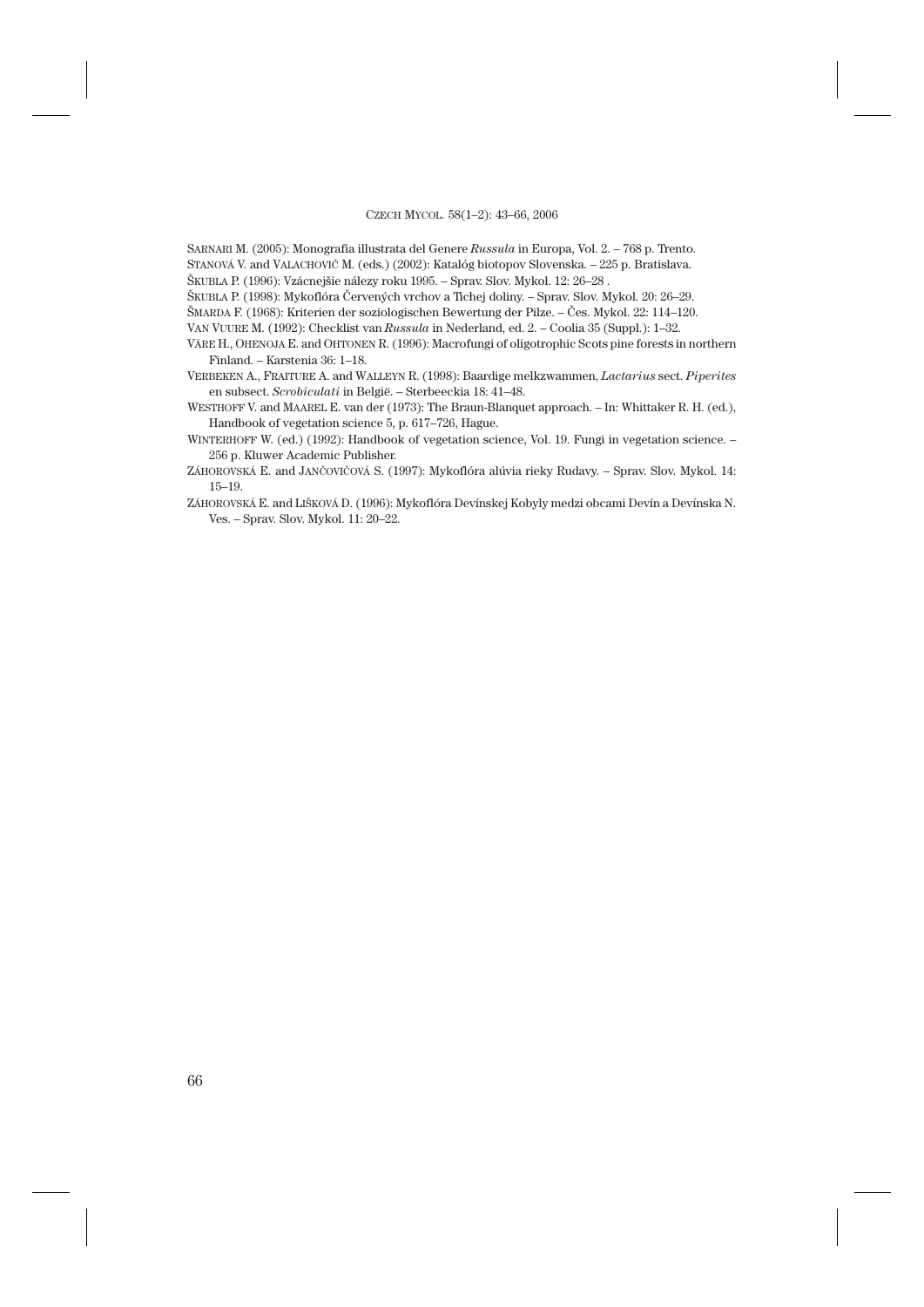SARNARI M. (2005): Monografia illustrata del Genere *Russula* in Europa, Vol. 2. – 768 p. Trento.

STANOVÁ V. and VALACHOVIČ M. (eds.) (2002): Katalóg biotopov Slovenska. – 225 p. Bratislava.

ŠKUBLA P. (1996): Vzácnejšie nálezy roku 1995. – Sprav. Slov. Mykol. 12: 26–28 .

ŠKUBLA P. (1998): Mykoflóra Červených vrchov a Tichej doliny. – Sprav. Slov. Mykol. 20: 26–29.

ŠMARDA F. (1968): Kriterien der soziologischen Bewertung der Pilze. – Čes. Mykol. 22: 114–120.

VAN VUURE M. (1992): Checklist van *Russula* in Nederland, ed. 2. – Coolia 35 (Suppl.): 1–32.

VÄRE H., OHENOJA E. and OHTONEN R. (1996): Macrofungi of oligotrophic Scots pine forests in northern Finland. – Karstenia 36: 1–18.

VERBEKEN A., FRAITURE A. and WALLEYN R. (1998): Baardige melkzwammen, *Lactarius* sect. *Piperites* en subsect. *Scrobiculati* in België. – Sterbeeckia 18: 41–48.

WESTHOFF V. and MAAREL E. van der (1973): The Braun-Blanquet approach. – In: Whittaker R. H. (ed.), Handbook of vegetation science 5, p. 617–726, Hague.

WINTERHOFF W. (ed.) (1992): Handbook of vegetation science, Vol. 19. Fungi in vegetation science. – 256 p. Kluwer Academic Publisher.

ZÁHOROVSKÁ E. and JANČOVIČOVÁ S. (1997): Mykoflóra alúvia rieky Rudavy. – Sprav. Slov. Mykol. 14: 15–19.

ZÁHOROVSKÁ E. and LIŠKOVÁ D. (1996): Mykoflóra Devínskej Kobyly medzi obcami Devín a Devínska N. Ves. – Sprav. Slov. Mykol. 11: 20–22.